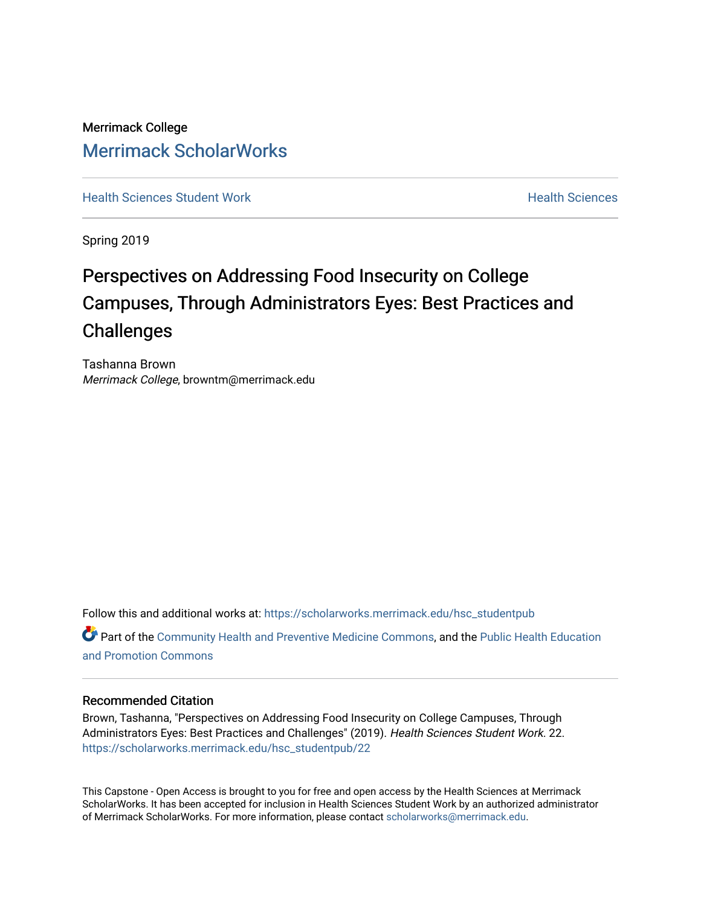Merrimack College

[Merrimack ScholarWorks](https://scholarworks.merrimack.edu)

Health Sciences Student Work | Health Sciences

Spring 2019

# Perspectives on Addressing Food Insecurity on College Campuses, Through Administrators Eyes: Best Practices and Challenges

Tashanna Brown
*Merrimack College*, browntm@merrimack.edu

Follow this and additional works at: https://scholarworks.merrimack.edu/hsc_studentpub

Part of the Community Health and Preventive Medicine Commons, and the Public Health Education and Promotion Commons

### Recommended Citation

Brown, Tashanna, "Perspectives on Addressing Food Insecurity on College Campuses, Through Administrators Eyes: Best Practices and Challenges" (2019). *Health Sciences Student Work*. 22.
https://scholarworks.merrimack.edu/hsc_studentpub/22

This Capstone - Open Access is brought to you for free and open access by the Health Sciences at Merrimack ScholarWorks. It has been accepted for inclusion in Health Sciences Student Work by an authorized administrator of Merrimack ScholarWorks. For more information, please contact scholarworks@merrimack.edu.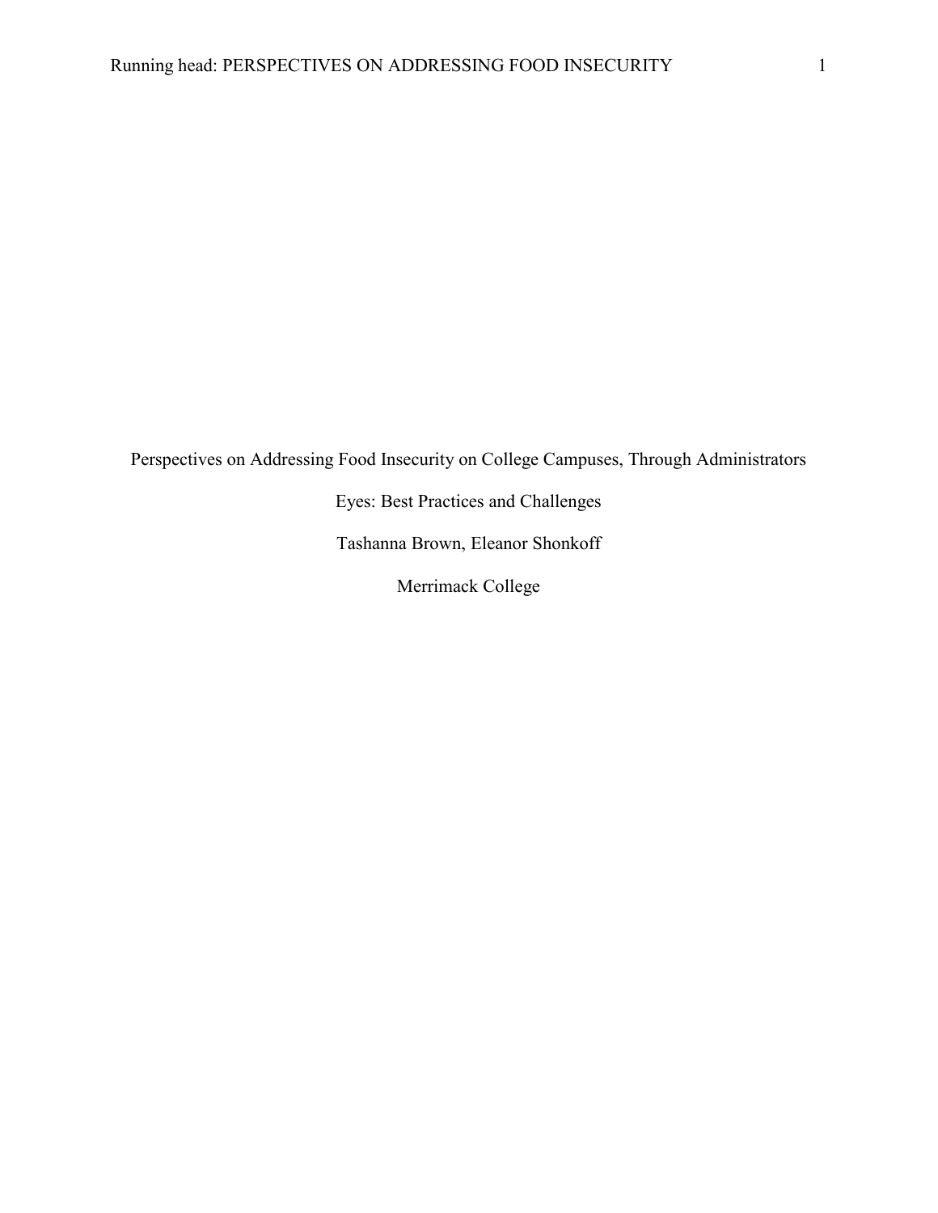# Perspectives on Addressing Food Insecurity on College Campuses, Through Administrators Eyes: Best Practices and Challenges

Tashanna Brown, Eleanor Shonkoff

Merrimack College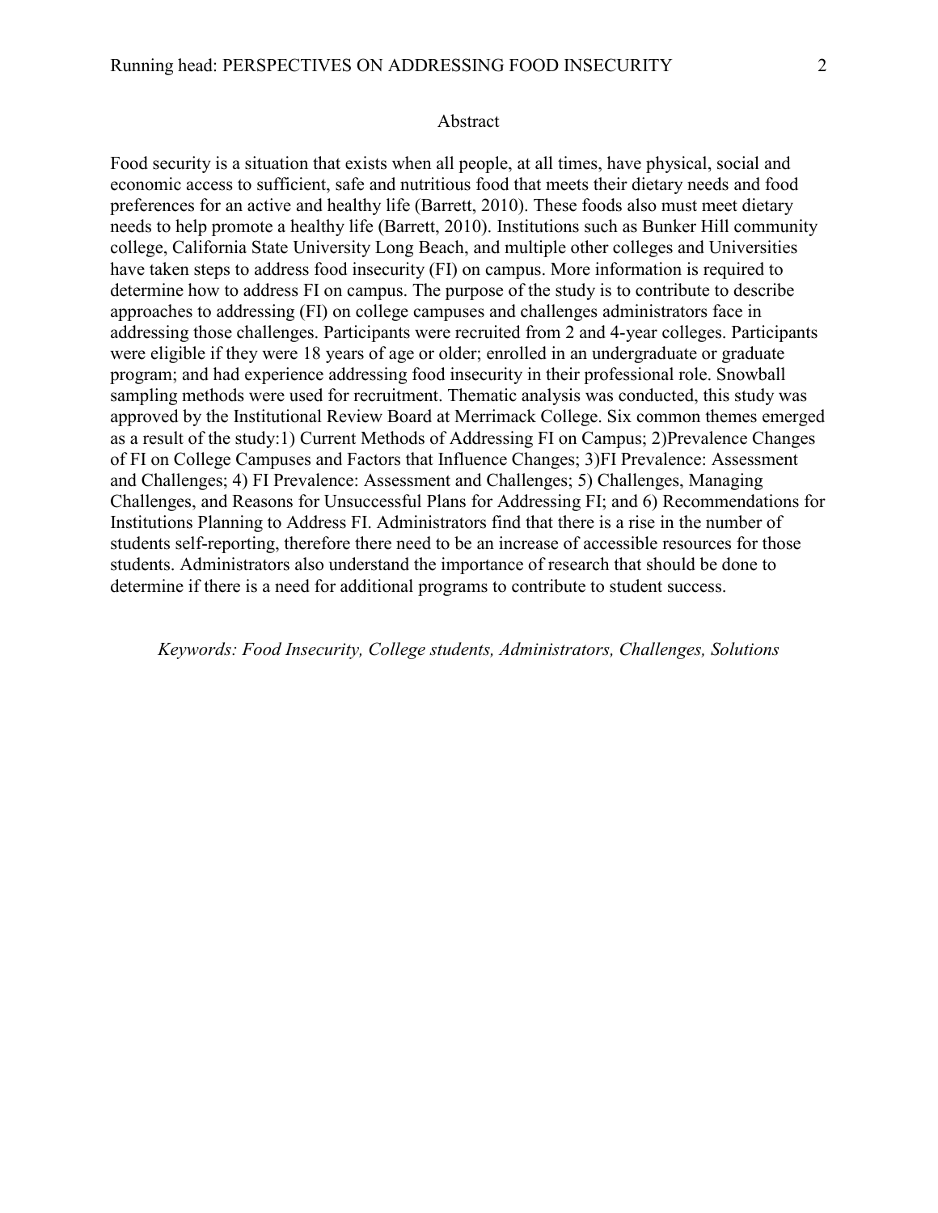## Abstract

Food security is a situation that exists when all people, at all times, have physical, social and economic access to sufficient, safe and nutritious food that meets their dietary needs and food preferences for an active and healthy life (Barrett, 2010). These foods also must meet dietary needs to help promote a healthy life (Barrett, 2010). Institutions such as Bunker Hill community college, California State University Long Beach, and multiple other colleges and Universities have taken steps to address food insecurity (FI) on campus. More information is required to determine how to address FI on campus. The purpose of the study is to contribute to describe approaches to addressing (FI) on college campuses and challenges administrators face in addressing those challenges. Participants were recruited from 2 and 4-year colleges. Participants were eligible if they were 18 years of age or older; enrolled in an undergraduate or graduate program; and had experience addressing food insecurity in their professional role. Snowball sampling methods were used for recruitment. Thematic analysis was conducted, this study was approved by the Institutional Review Board at Merrimack College. Six common themes emerged as a result of the study:1) Current Methods of Addressing FI on Campus; 2)Prevalence Changes of FI on College Campuses and Factors that Influence Changes; 3)FI Prevalence: Assessment and Challenges; 4) FI Prevalence: Assessment and Challenges; 5) Challenges, Managing Challenges, and Reasons for Unsuccessful Plans for Addressing FI; and 6) Recommendations for Institutions Planning to Address FI. Administrators find that there is a rise in the number of students self-reporting, therefore there need to be an increase of accessible resources for those students. Administrators also understand the importance of research that should be done to determine if there is a need for additional programs to contribute to student success.

*Keywords: Food Insecurity, College students, Administrators, Challenges, Solutions*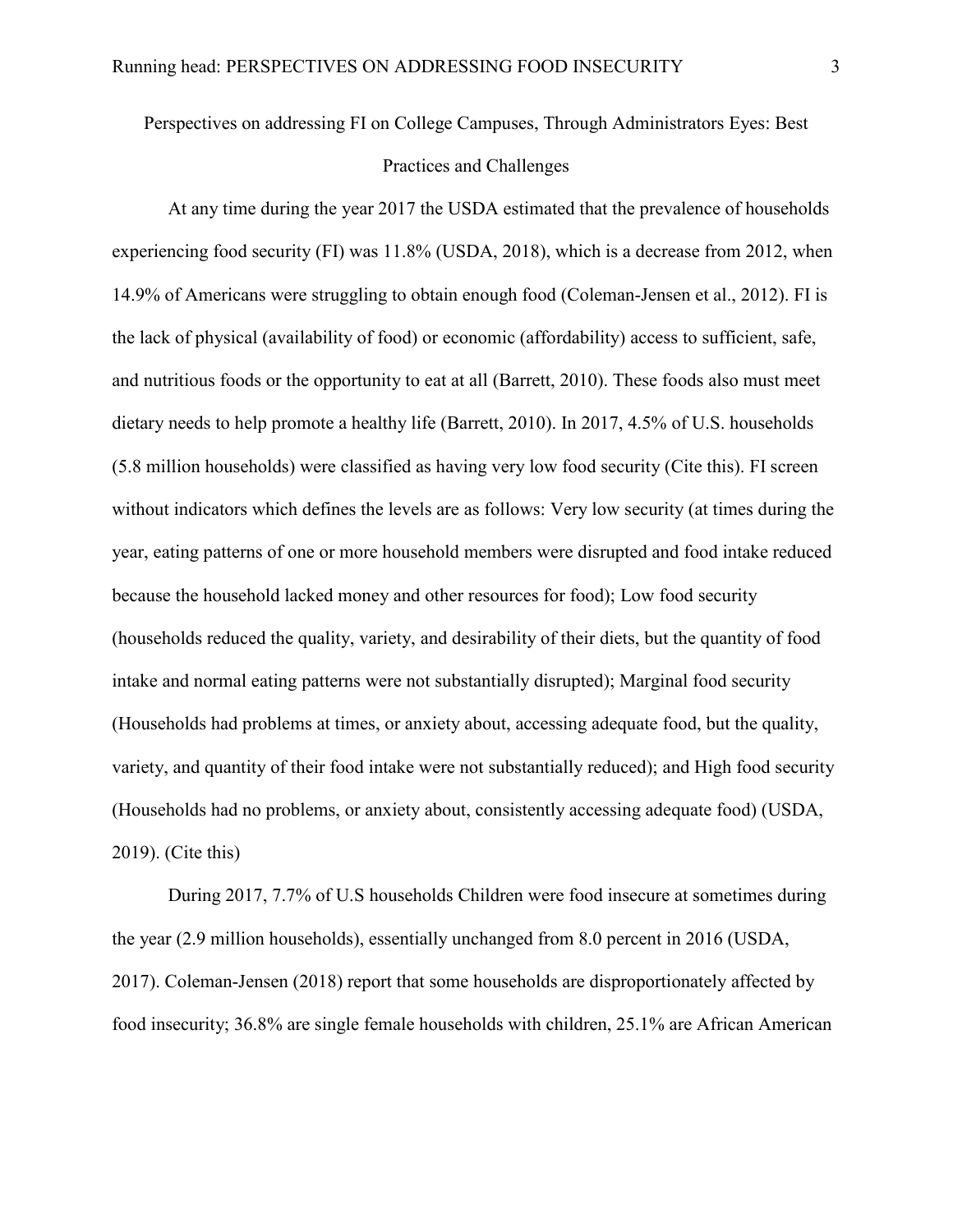Perspectives on addressing FI on College Campuses, Through Administrators Eyes: Best Practices and Challenges

At any time during the year 2017 the USDA estimated that the prevalence of households experiencing food security (FI) was 11.8% (USDA, 2018), which is a decrease from 2012, when 14.9% of Americans were struggling to obtain enough food (Coleman-Jensen et al., 2012). FI is the lack of physical (availability of food) or economic (affordability) access to sufficient, safe, and nutritious foods or the opportunity to eat at all (Barrett, 2010). These foods also must meet dietary needs to help promote a healthy life (Barrett, 2010). In 2017, 4.5% of U.S. households (5.8 million households) were classified as having very low food security (Cite this). FI screen without indicators which defines the levels are as follows: Very low security (at times during the year, eating patterns of one or more household members were disrupted and food intake reduced because the household lacked money and other resources for food); Low food security (households reduced the quality, variety, and desirability of their diets, but the quantity of food intake and normal eating patterns were not substantially disrupted); Marginal food security (Households had problems at times, or anxiety about, accessing adequate food, but the quality, variety, and quantity of their food intake were not substantially reduced); and High food security (Households had no problems, or anxiety about, consistently accessing adequate food) (USDA, 2019). (Cite this)

During 2017, 7.7% of U.S households Children were food insecure at sometimes during the year (2.9 million households), essentially unchanged from 8.0 percent in 2016 (USDA, 2017). Coleman-Jensen (2018) report that some households are disproportionately affected by food insecurity; 36.8% are single female households with children, 25.1% are African American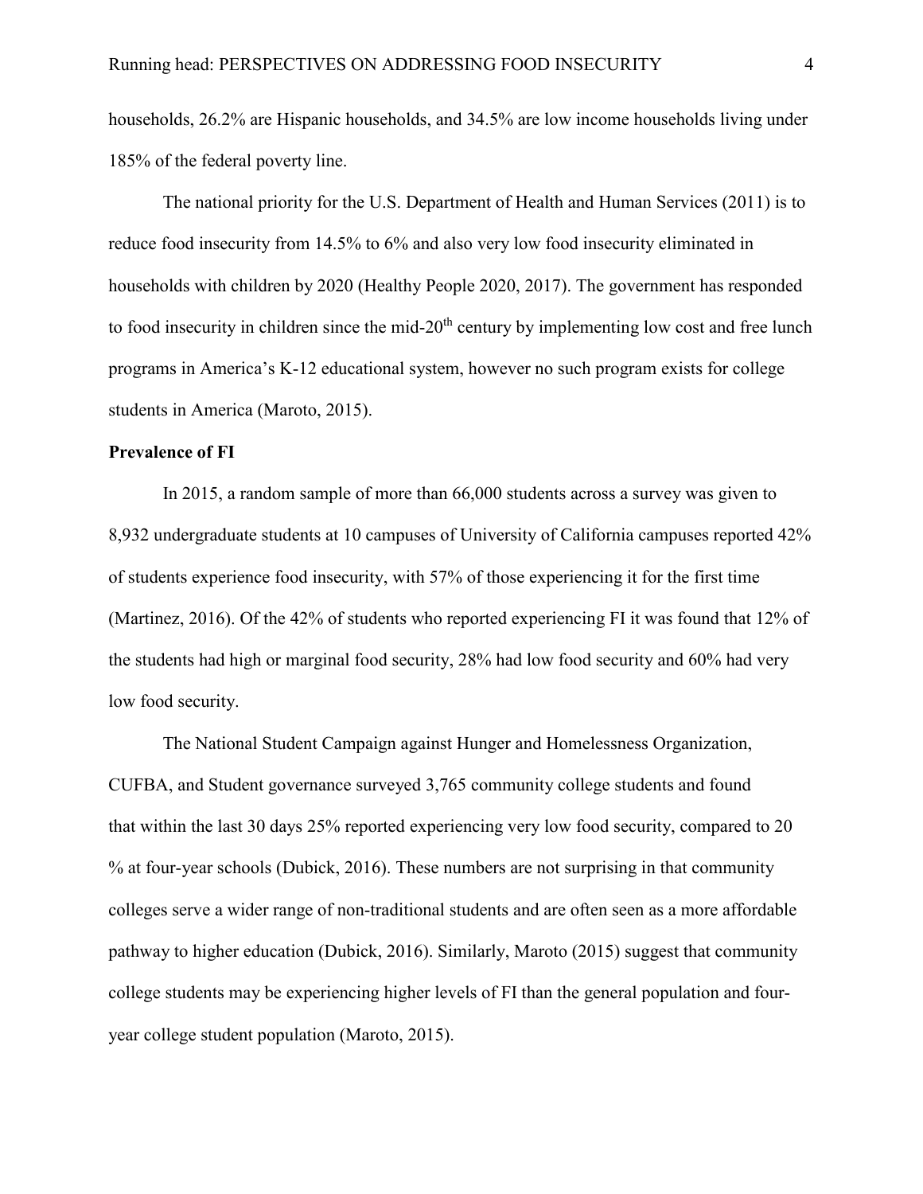households, 26.2% are Hispanic households, and 34.5% are low income households living under 185% of the federal poverty line.

The national priority for the U.S. Department of Health and Human Services (2011) is to reduce food insecurity from 14.5% to 6% and also very low food insecurity eliminated in households with children by 2020 (Healthy People 2020, 2017). The government has responded to food insecurity in children since the mid-20th century by implementing low cost and free lunch programs in America's K-12 educational system, however no such program exists for college students in America (Maroto, 2015).

**Prevalence of FI**

In 2015, a random sample of more than 66,000 students across a survey was given to 8,932 undergraduate students at 10 campuses of University of California campuses reported 42% of students experience food insecurity, with 57% of those experiencing it for the first time (Martinez, 2016). Of the 42% of students who reported experiencing FI it was found that 12% of the students had high or marginal food security, 28% had low food security and 60% had very low food security.

The National Student Campaign against Hunger and Homelessness Organization, CUFBA, and Student governance surveyed 3,765 community college students and found that within the last 30 days 25% reported experiencing very low food security, compared to 20 % at four-year schools (Dubick, 2016). These numbers are not surprising in that community colleges serve a wider range of non-traditional students and are often seen as a more affordable pathway to higher education (Dubick, 2016). Similarly, Maroto (2015) suggest that community college students may be experiencing higher levels of FI than the general population and four-year college student population (Maroto, 2015).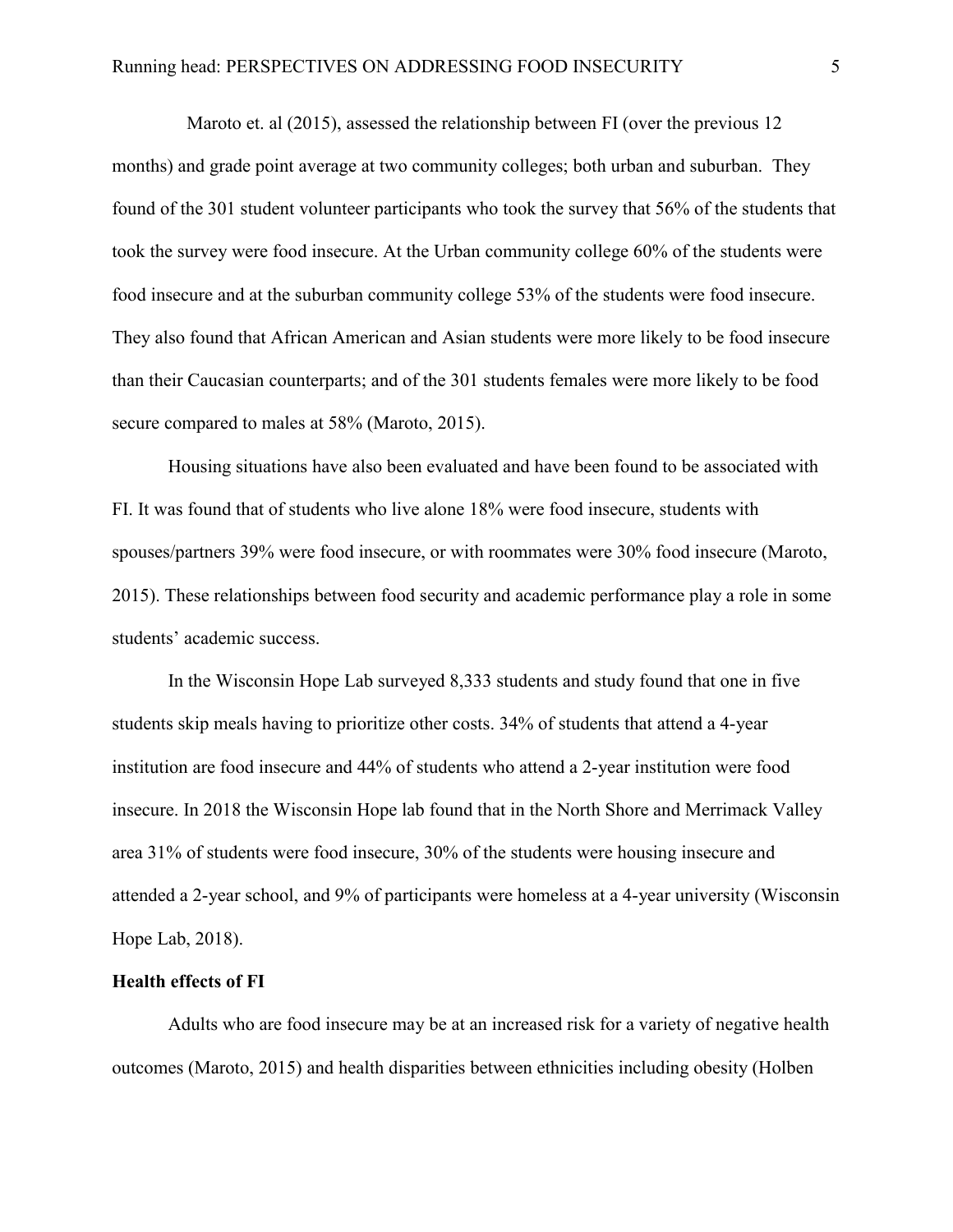Maroto et. al (2015), assessed the relationship between FI (over the previous 12 months) and grade point average at two community colleges; both urban and suburban. They found of the 301 student volunteer participants who took the survey that 56% of the students that took the survey were food insecure. At the Urban community college 60% of the students were food insecure and at the suburban community college 53% of the students were food insecure. They also found that African American and Asian students were more likely to be food insecure than their Caucasian counterparts; and of the 301 students females were more likely to be food secure compared to males at 58% (Maroto, 2015).

Housing situations have also been evaluated and have been found to be associated with FI. It was found that of students who live alone 18% were food insecure, students with spouses/partners 39% were food insecure, or with roommates were 30% food insecure (Maroto, 2015). These relationships between food security and academic performance play a role in some students' academic success.

In the Wisconsin Hope Lab surveyed 8,333 students and study found that one in five students skip meals having to prioritize other costs. 34% of students that attend a 4-year institution are food insecure and 44% of students who attend a 2-year institution were food insecure. In 2018 the Wisconsin Hope lab found that in the North Shore and Merrimack Valley area 31% of students were food insecure, 30% of the students were housing insecure and attended a 2-year school, and 9% of participants were homeless at a 4-year university (Wisconsin Hope Lab, 2018).

**Health effects of FI**

Adults who are food insecure may be at an increased risk for a variety of negative health outcomes (Maroto, 2015) and health disparities between ethnicities including obesity (Holben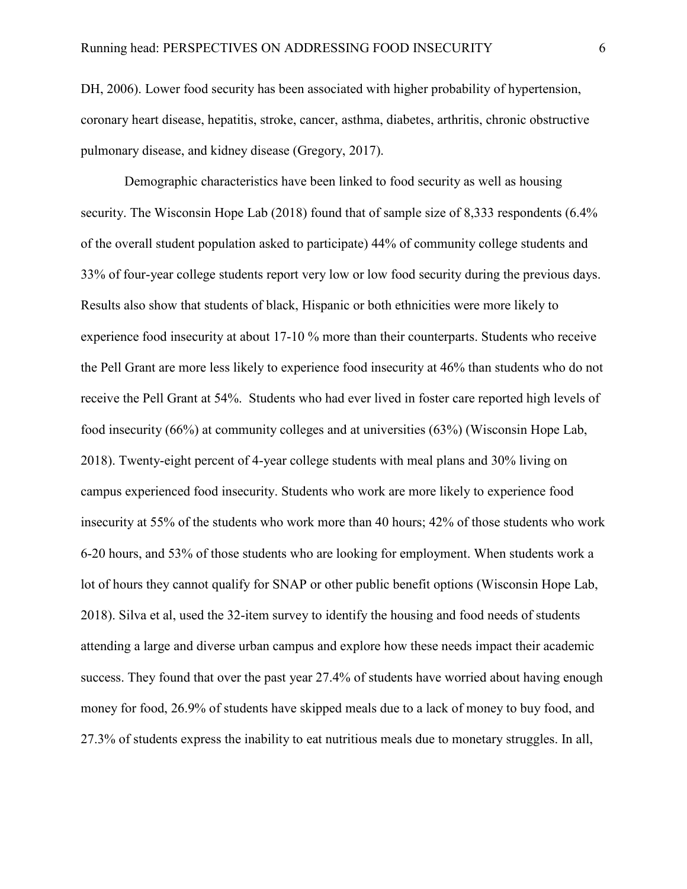DH, 2006). Lower food security has been associated with higher probability of hypertension, coronary heart disease, hepatitis, stroke, cancer, asthma, diabetes, arthritis, chronic obstructive pulmonary disease, and kidney disease (Gregory, 2017).

Demographic characteristics have been linked to food security as well as housing security. The Wisconsin Hope Lab (2018) found that of sample size of 8,333 respondents (6.4% of the overall student population asked to participate) 44% of community college students and 33% of four-year college students report very low or low food security during the previous days. Results also show that students of black, Hispanic or both ethnicities were more likely to experience food insecurity at about 17-10 % more than their counterparts. Students who receive the Pell Grant are more less likely to experience food insecurity at 46% than students who do not receive the Pell Grant at 54%. Students who had ever lived in foster care reported high levels of food insecurity (66%) at community colleges and at universities (63%) (Wisconsin Hope Lab, 2018). Twenty-eight percent of 4-year college students with meal plans and 30% living on campus experienced food insecurity. Students who work are more likely to experience food insecurity at 55% of the students who work more than 40 hours; 42% of those students who work 6-20 hours, and 53% of those students who are looking for employment. When students work a lot of hours they cannot qualify for SNAP or other public benefit options (Wisconsin Hope Lab, 2018). Silva et al, used the 32-item survey to identify the housing and food needs of students attending a large and diverse urban campus and explore how these needs impact their academic success. They found that over the past year 27.4% of students have worried about having enough money for food, 26.9% of students have skipped meals due to a lack of money to buy food, and 27.3% of students express the inability to eat nutritious meals due to monetary struggles. In all,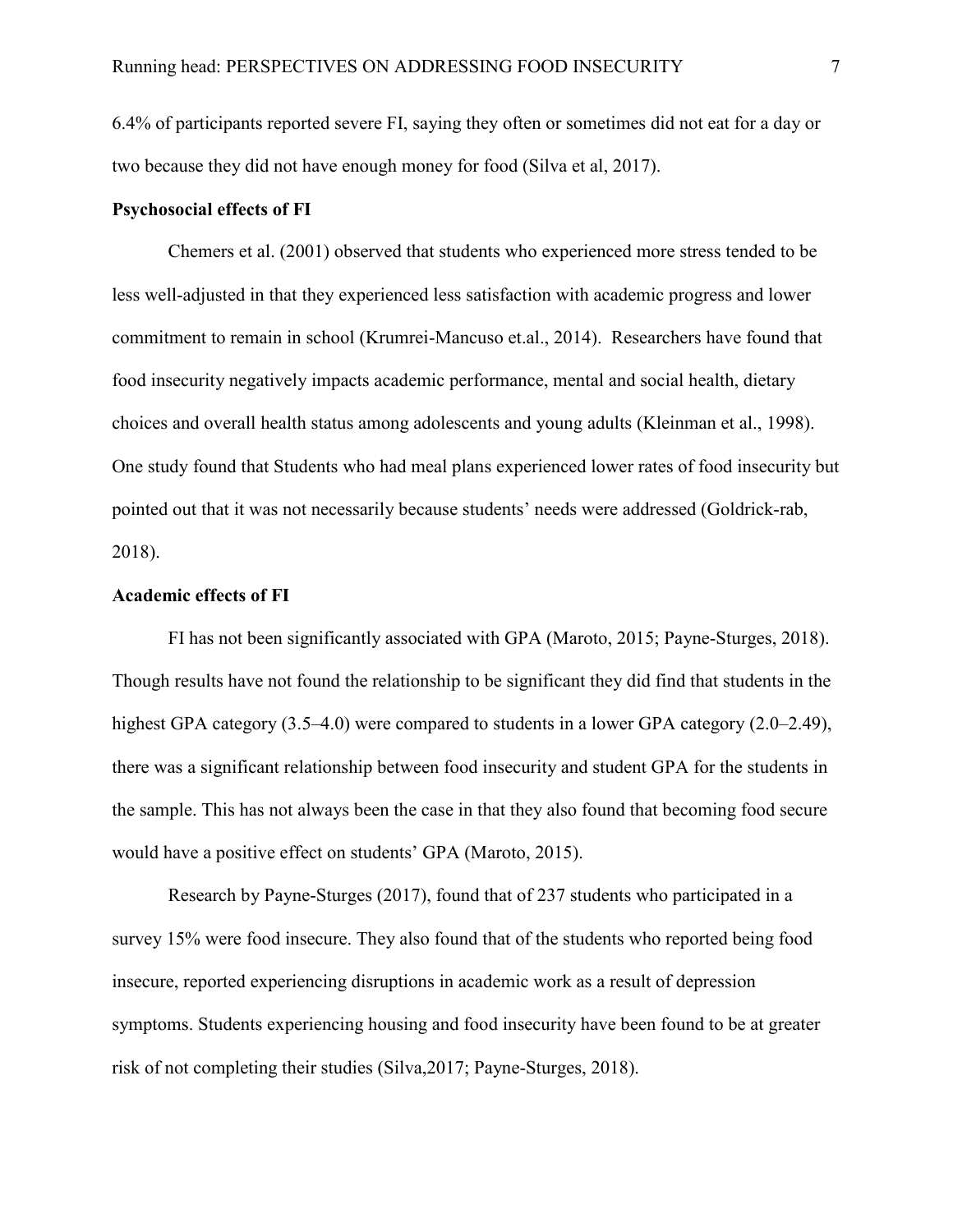6.4% of participants reported severe FI, saying they often or sometimes did not eat for a day or two because they did not have enough money for food (Silva et al, 2017).

**Psychosocial effects of FI**

Chemers et al. (2001) observed that students who experienced more stress tended to be less well-adjusted in that they experienced less satisfaction with academic progress and lower commitment to remain in school (Krumrei-Mancuso et.al., 2014). Researchers have found that food insecurity negatively impacts academic performance, mental and social health, dietary choices and overall health status among adolescents and young adults (Kleinman et al., 1998). One study found that Students who had meal plans experienced lower rates of food insecurity but pointed out that it was not necessarily because students' needs were addressed (Goldrick-rab, 2018).

**Academic effects of FI**

FI has not been significantly associated with GPA (Maroto, 2015; Payne-Sturges, 2018). Though results have not found the relationship to be significant they did find that students in the highest GPA category (3.5–4.0) were compared to students in a lower GPA category (2.0–2.49), there was a significant relationship between food insecurity and student GPA for the students in the sample. This has not always been the case in that they also found that becoming food secure would have a positive effect on students' GPA (Maroto, 2015).

Research by Payne-Sturges (2017), found that of 237 students who participated in a survey 15% were food insecure. They also found that of the students who reported being food insecure, reported experiencing disruptions in academic work as a result of depression symptoms. Students experiencing housing and food insecurity have been found to be at greater risk of not completing their studies (Silva,2017; Payne-Sturges, 2018).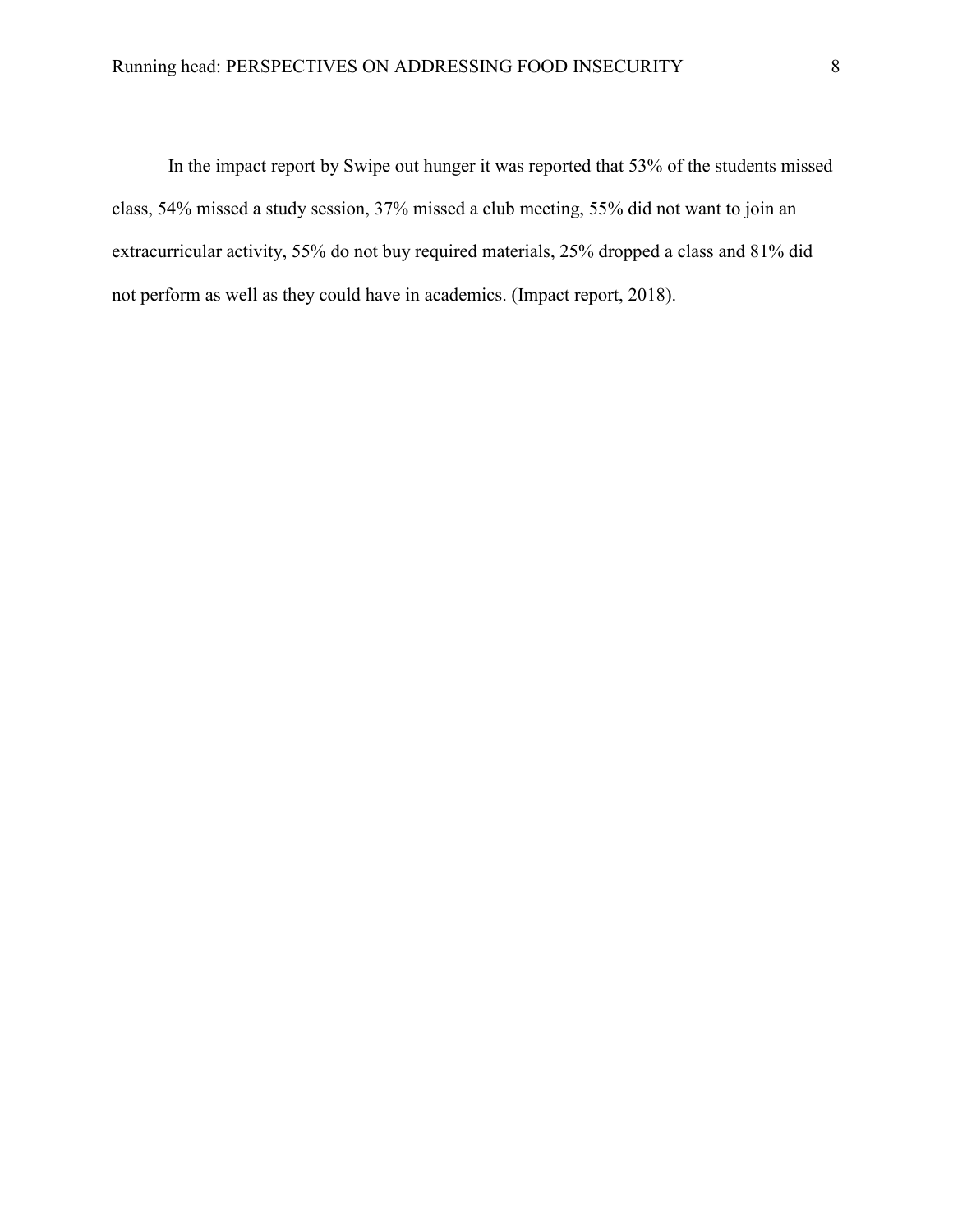In the impact report by Swipe out hunger it was reported that 53% of the students missed class, 54% missed a study session, 37% missed a club meeting, 55% did not want to join an extracurricular activity, 55% do not buy required materials, 25% dropped a class and 81% did not perform as well as they could have in academics. (Impact report, 2018).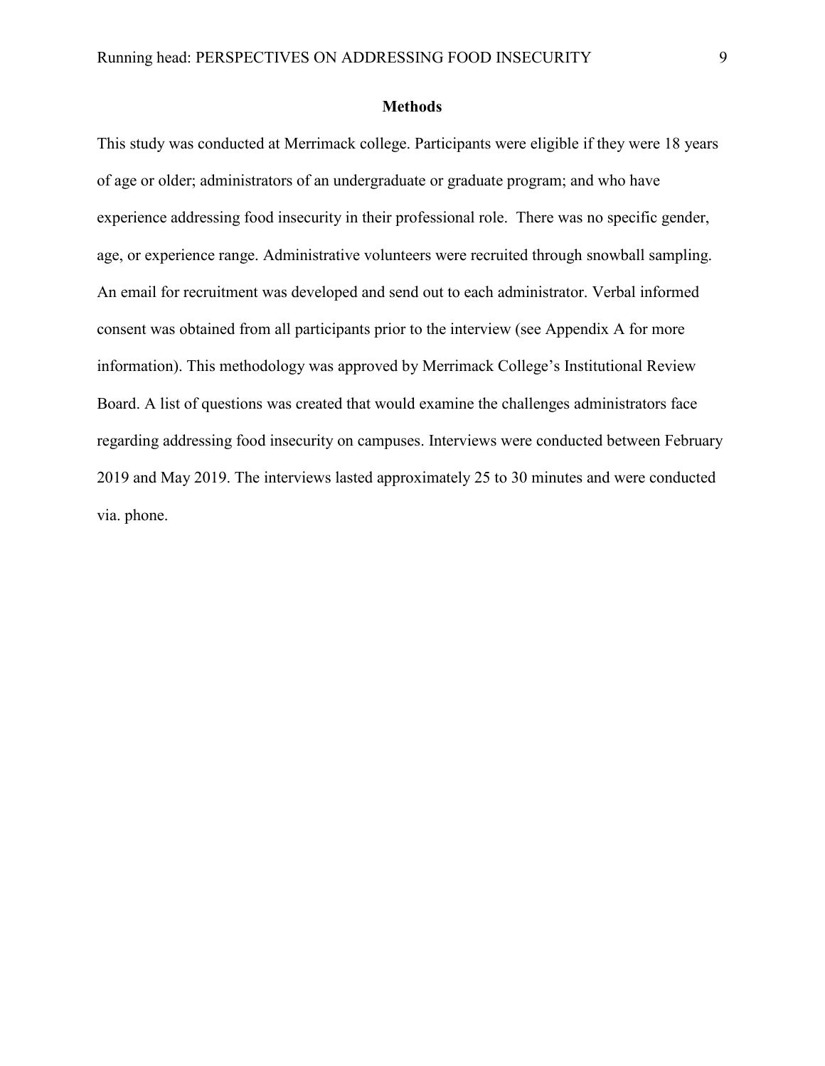## Methods

This study was conducted at Merrimack college. Participants were eligible if they were 18 years of age or older; administrators of an undergraduate or graduate program; and who have experience addressing food insecurity in their professional role. There was no specific gender, age, or experience range. Administrative volunteers were recruited through snowball sampling. An email for recruitment was developed and send out to each administrator. Verbal informed consent was obtained from all participants prior to the interview (see Appendix A for more information). This methodology was approved by Merrimack College's Institutional Review Board. A list of questions was created that would examine the challenges administrators face regarding addressing food insecurity on campuses. Interviews were conducted between February 2019 and May 2019. The interviews lasted approximately 25 to 30 minutes and were conducted via. phone.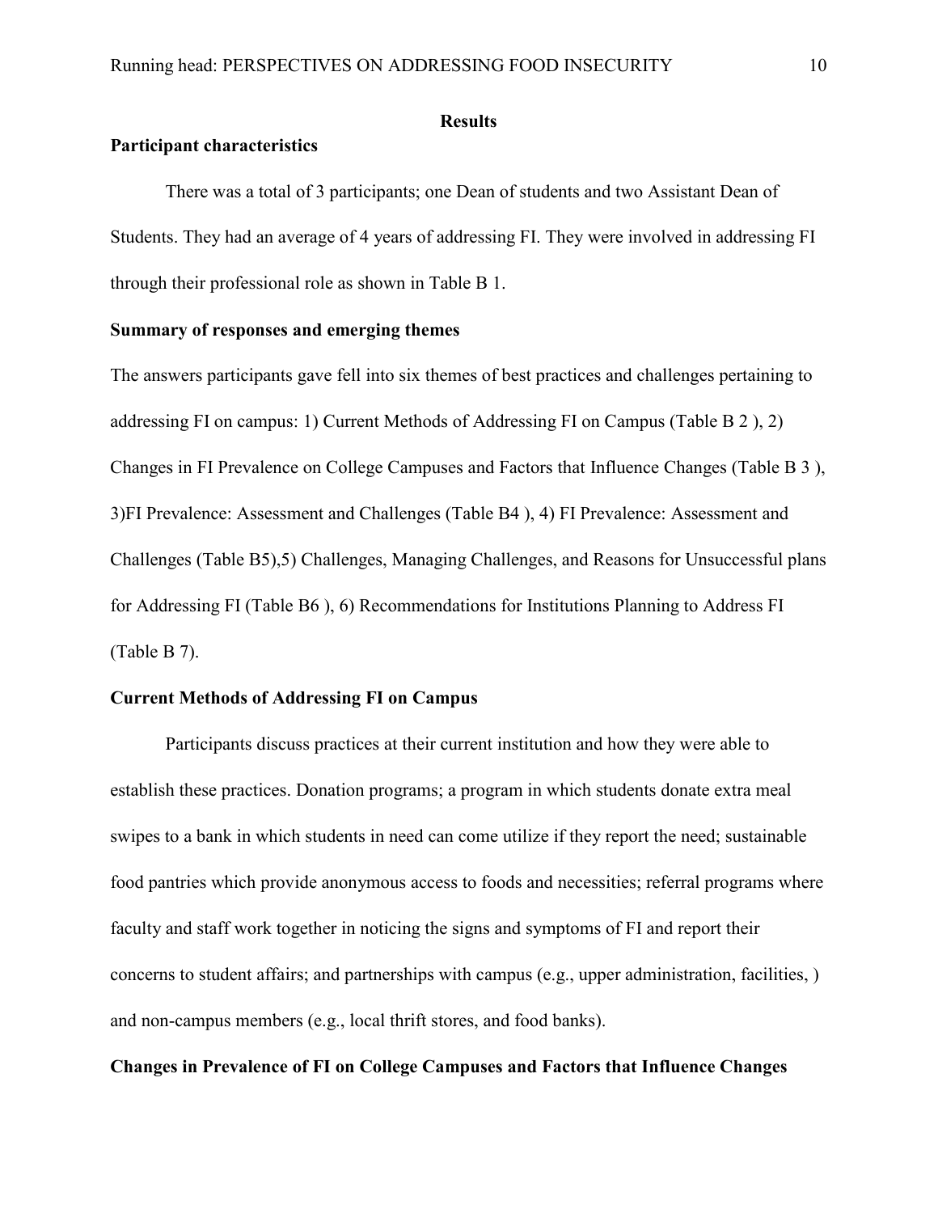## Results

### Participant characteristics

There was a total of 3 participants; one Dean of students and two Assistant Dean of Students. They had an average of 4 years of addressing FI. They were involved in addressing FI through their professional role as shown in Table B 1.

### Summary of responses and emerging themes

The answers participants gave fell into six themes of best practices and challenges pertaining to addressing FI on campus: 1) Current Methods of Addressing FI on Campus (Table B 2 ), 2) Changes in FI Prevalence on College Campuses and Factors that Influence Changes (Table B 3 ), 3)FI Prevalence: Assessment and Challenges (Table B4 ), 4) FI Prevalence: Assessment and Challenges (Table B5),5) Challenges, Managing Challenges, and Reasons for Unsuccessful plans for Addressing FI (Table B6 ), 6) Recommendations for Institutions Planning to Address FI (Table B 7).

### Current Methods of Addressing FI on Campus

Participants discuss practices at their current institution and how they were able to establish these practices. Donation programs; a program in which students donate extra meal swipes to a bank in which students in need can come utilize if they report the need; sustainable food pantries which provide anonymous access to foods and necessities; referral programs where faculty and staff work together in noticing the signs and symptoms of FI and report their concerns to student affairs; and partnerships with campus (e.g., upper administration, facilities, ) and non-campus members (e.g., local thrift stores, and food banks).

### Changes in Prevalence of FI on College Campuses and Factors that Influence Changes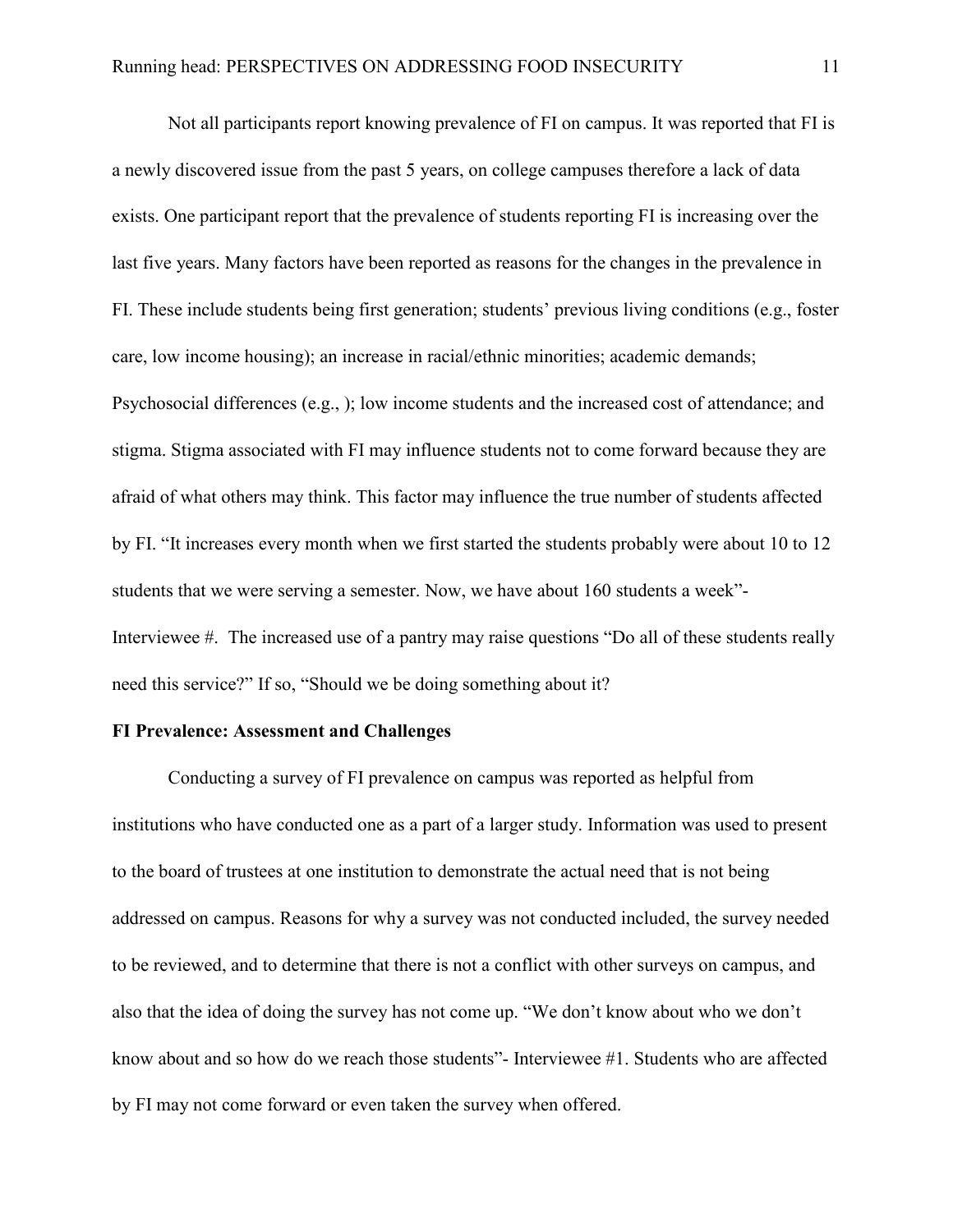Not all participants report knowing prevalence of FI on campus. It was reported that FI is a newly discovered issue from the past 5 years, on college campuses therefore a lack of data exists. One participant report that the prevalence of students reporting FI is increasing over the last five years. Many factors have been reported as reasons for the changes in the prevalence in FI. These include students being first generation; students' previous living conditions (e.g., foster care, low income housing); an increase in racial/ethnic minorities; academic demands; Psychosocial differences (e.g., ); low income students and the increased cost of attendance; and stigma. Stigma associated with FI may influence students not to come forward because they are afraid of what others may think. This factor may influence the true number of students affected by FI. "It increases every month when we first started the students probably were about 10 to 12 students that we were serving a semester. Now, we have about 160 students a week"- Interviewee #. The increased use of a pantry may raise questions "Do all of these students really need this service?" If so, "Should we be doing something about it?

**FI Prevalence: Assessment and Challenges**

Conducting a survey of FI prevalence on campus was reported as helpful from institutions who have conducted one as a part of a larger study. Information was used to present to the board of trustees at one institution to demonstrate the actual need that is not being addressed on campus. Reasons for why a survey was not conducted included, the survey needed to be reviewed, and to determine that there is not a conflict with other surveys on campus, and also that the idea of doing the survey has not come up. "We don't know about who we don't know about and so how do we reach those students"- Interviewee #1. Students who are affected by FI may not come forward or even taken the survey when offered.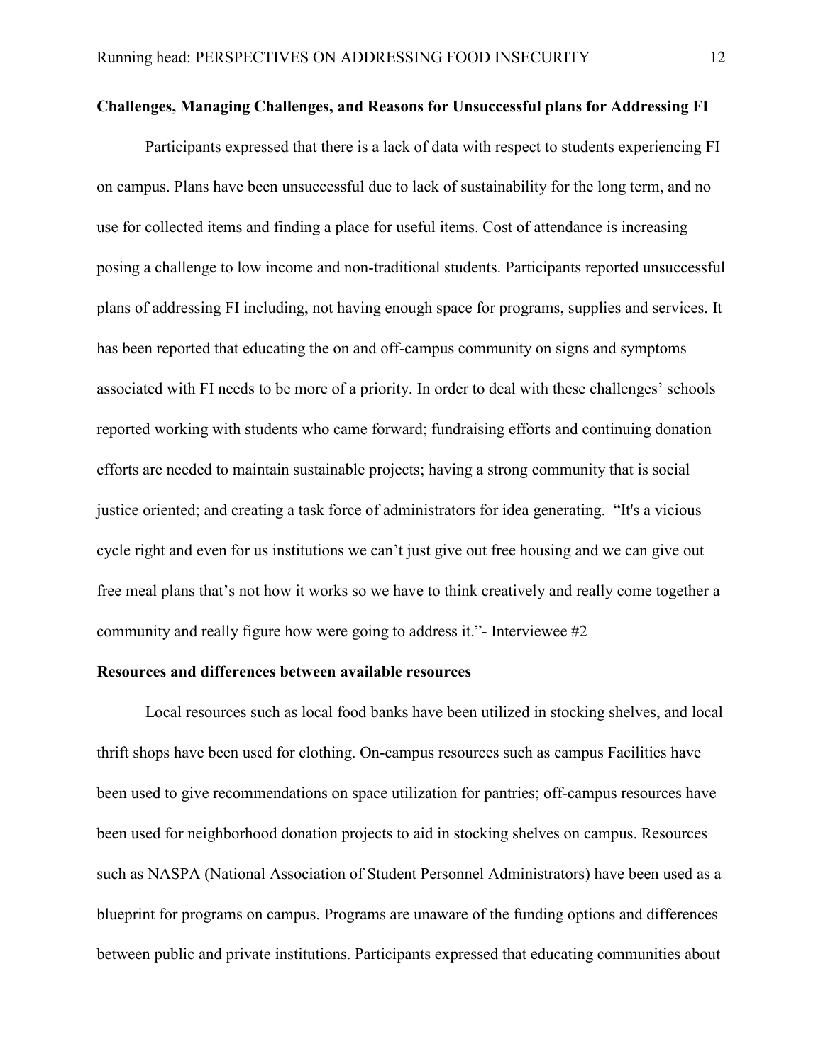**Challenges, Managing Challenges, and Reasons for Unsuccessful plans for Addressing FI**

Participants expressed that there is a lack of data with respect to students experiencing FI on campus. Plans have been unsuccessful due to lack of sustainability for the long term, and no use for collected items and finding a place for useful items. Cost of attendance is increasing posing a challenge to low income and non-traditional students. Participants reported unsuccessful plans of addressing FI including, not having enough space for programs, supplies and services. It has been reported that educating the on and off-campus community on signs and symptoms associated with FI needs to be more of a priority. In order to deal with these challenges' schools reported working with students who came forward; fundraising efforts and continuing donation efforts are needed to maintain sustainable projects; having a strong community that is social justice oriented; and creating a task force of administrators for idea generating. "It's a vicious cycle right and even for us institutions we can't just give out free housing and we can give out free meal plans that's not how it works so we have to think creatively and really come together a community and really figure how were going to address it."- Interviewee #2

**Resources and differences between available resources**

Local resources such as local food banks have been utilized in stocking shelves, and local thrift shops have been used for clothing. On-campus resources such as campus Facilities have been used to give recommendations on space utilization for pantries; off-campus resources have been used for neighborhood donation projects to aid in stocking shelves on campus. Resources such as NASPA (National Association of Student Personnel Administrators) have been used as a blueprint for programs on campus. Programs are unaware of the funding options and differences between public and private institutions. Participants expressed that educating communities about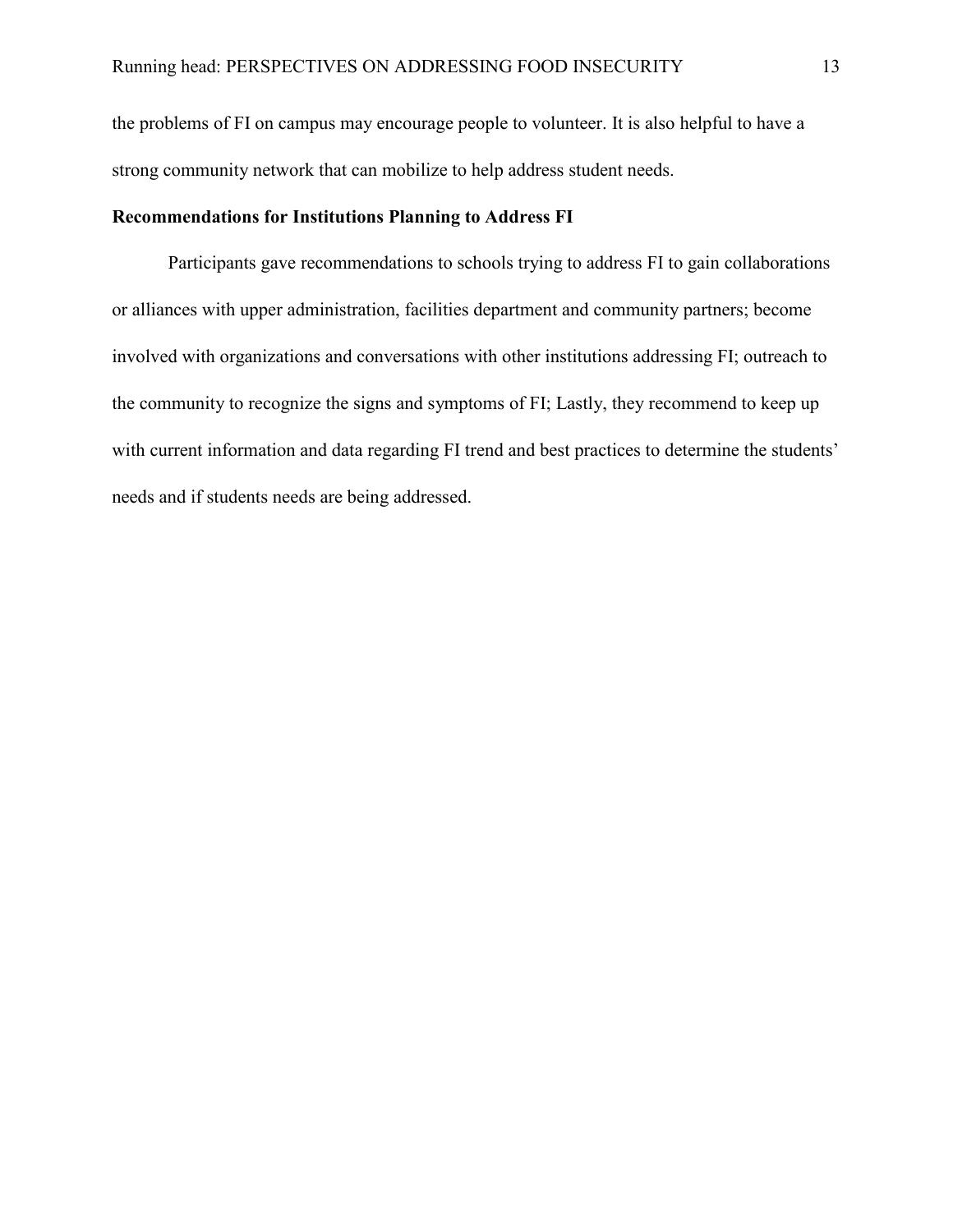the problems of FI on campus may encourage people to volunteer. It is also helpful to have a strong community network that can mobilize to help address student needs.

### Recommendations for Institutions Planning to Address FI

Participants gave recommendations to schools trying to address FI to gain collaborations or alliances with upper administration, facilities department and community partners; become involved with organizations and conversations with other institutions addressing FI; outreach to the community to recognize the signs and symptoms of FI; Lastly, they recommend to keep up with current information and data regarding FI trend and best practices to determine the students' needs and if students needs are being addressed.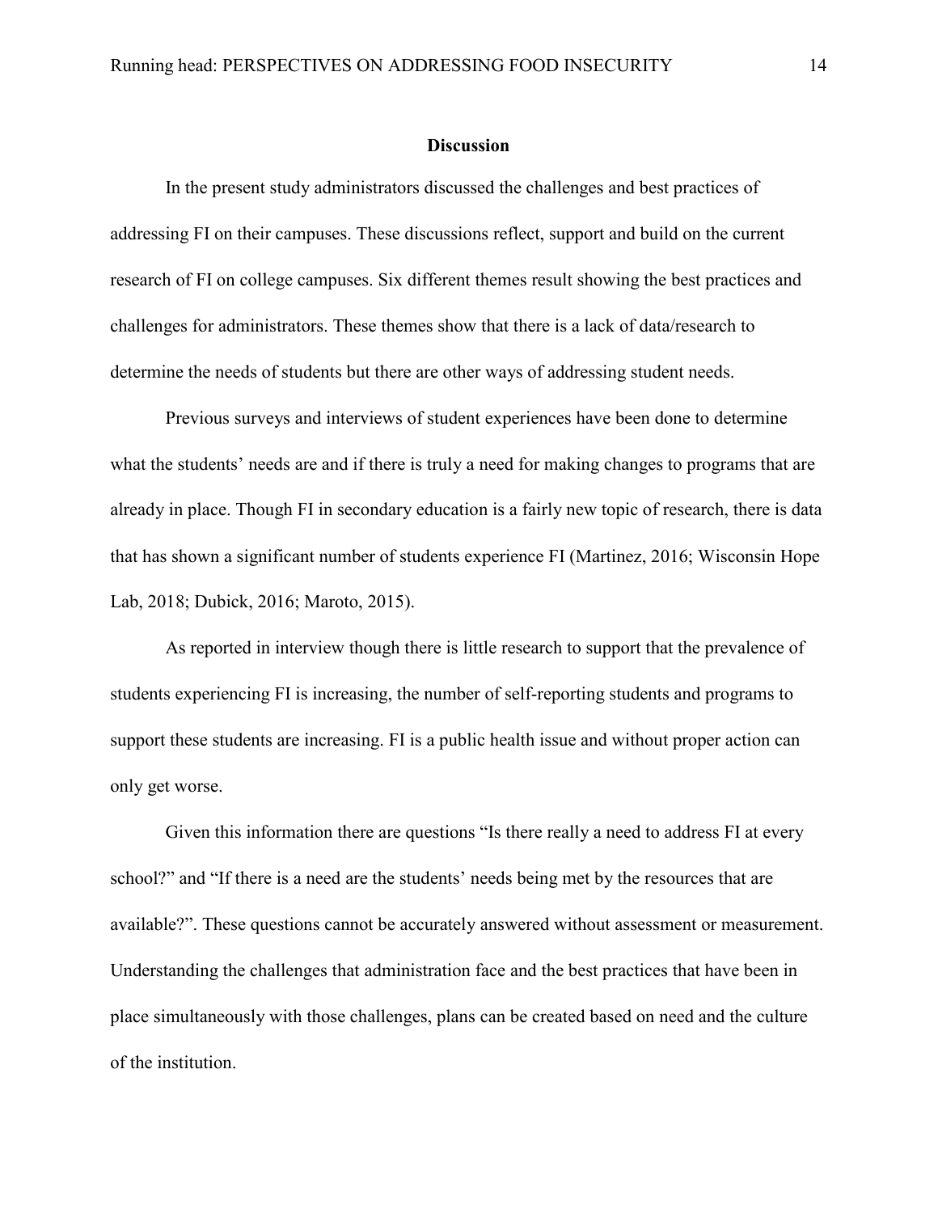## Discussion

In the present study administrators discussed the challenges and best practices of addressing FI on their campuses. These discussions reflect, support and build on the current research of FI on college campuses. Six different themes result showing the best practices and challenges for administrators. These themes show that there is a lack of data/research to determine the needs of students but there are other ways of addressing student needs.

Previous surveys and interviews of student experiences have been done to determine what the students' needs are and if there is truly a need for making changes to programs that are already in place. Though FI in secondary education is a fairly new topic of research, there is data that has shown a significant number of students experience FI (Martinez, 2016; Wisconsin Hope Lab, 2018; Dubick, 2016; Maroto, 2015).

As reported in interview though there is little research to support that the prevalence of students experiencing FI is increasing, the number of self-reporting students and programs to support these students are increasing. FI is a public health issue and without proper action can only get worse.

Given this information there are questions "Is there really a need to address FI at every school?" and "If there is a need are the students' needs being met by the resources that are available?". These questions cannot be accurately answered without assessment or measurement. Understanding the challenges that administration face and the best practices that have been in place simultaneously with those challenges, plans can be created based on need and the culture of the institution.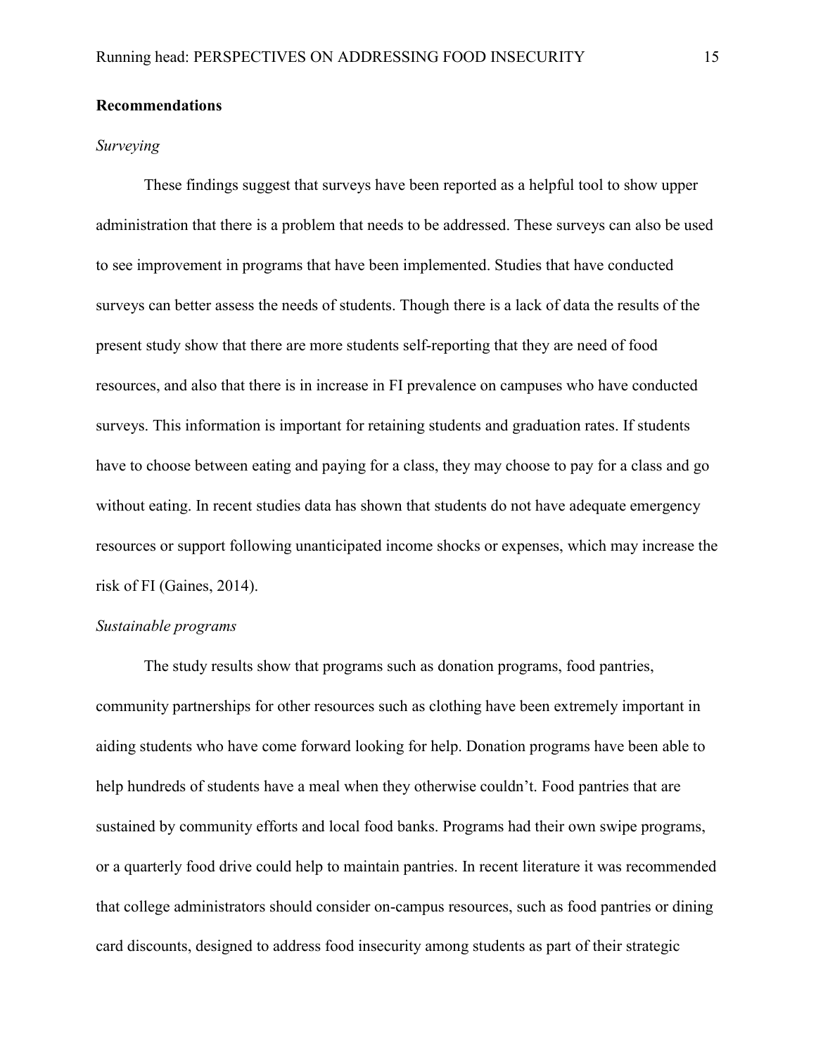## Recommendations

### *Surveying*

These findings suggest that surveys have been reported as a helpful tool to show upper administration that there is a problem that needs to be addressed. These surveys can also be used to see improvement in programs that have been implemented. Studies that have conducted surveys can better assess the needs of students. Though there is a lack of data the results of the present study show that there are more students self-reporting that they are need of food resources, and also that there is in increase in FI prevalence on campuses who have conducted surveys. This information is important for retaining students and graduation rates. If students have to choose between eating and paying for a class, they may choose to pay for a class and go without eating. In recent studies data has shown that students do not have adequate emergency resources or support following unanticipated income shocks or expenses, which may increase the risk of FI (Gaines, 2014).

### *Sustainable programs*

The study results show that programs such as donation programs, food pantries, community partnerships for other resources such as clothing have been extremely important in aiding students who have come forward looking for help. Donation programs have been able to help hundreds of students have a meal when they otherwise couldn't. Food pantries that are sustained by community efforts and local food banks. Programs had their own swipe programs, or a quarterly food drive could help to maintain pantries. In recent literature it was recommended that college administrators should consider on-campus resources, such as food pantries or dining card discounts, designed to address food insecurity among students as part of their strategic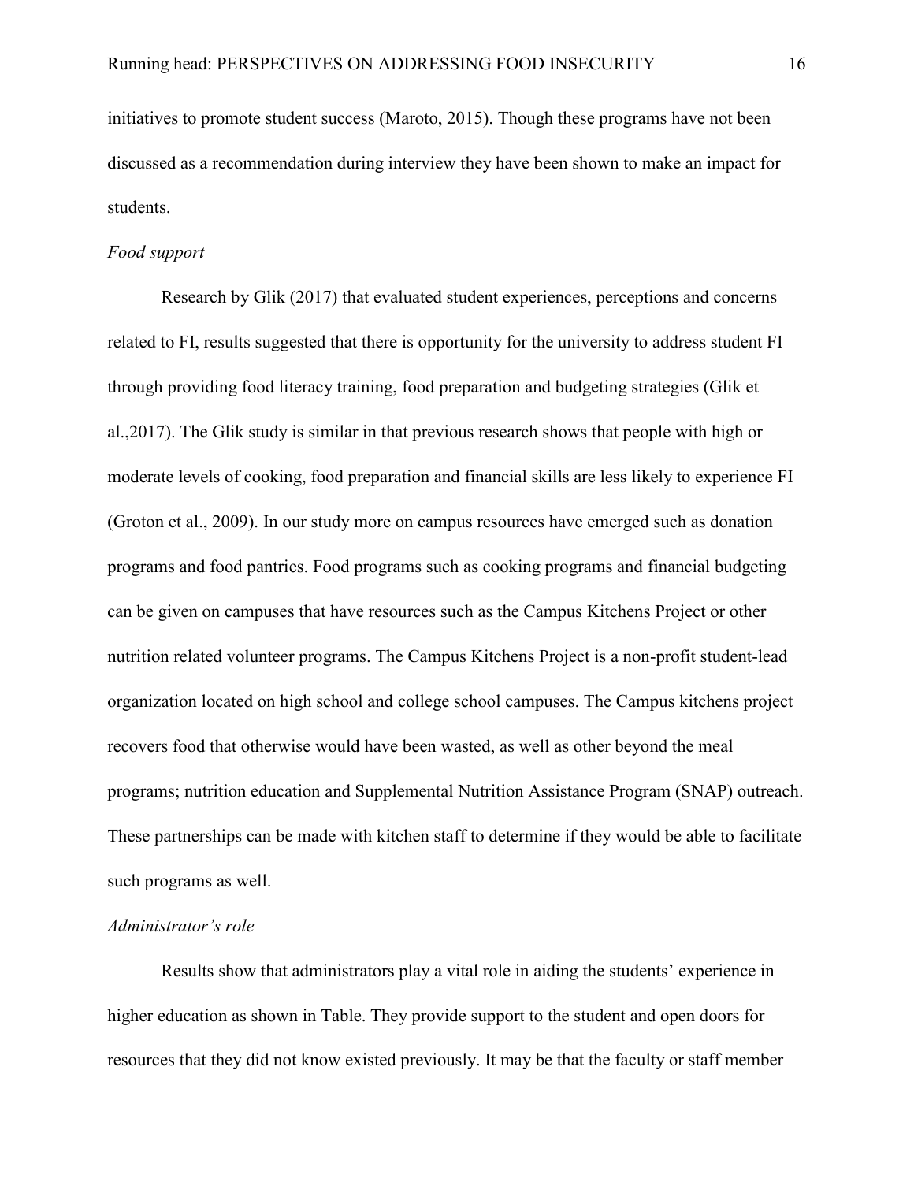initiatives to promote student success (Maroto, 2015). Though these programs have not been discussed as a recommendation during interview they have been shown to make an impact for students.

*Food support*

Research by Glik (2017) that evaluated student experiences, perceptions and concerns related to FI, results suggested that there is opportunity for the university to address student FI through providing food literacy training, food preparation and budgeting strategies (Glik et al.,2017). The Glik study is similar in that previous research shows that people with high or moderate levels of cooking, food preparation and financial skills are less likely to experience FI (Groton et al., 2009). In our study more on campus resources have emerged such as donation programs and food pantries. Food programs such as cooking programs and financial budgeting can be given on campuses that have resources such as the Campus Kitchens Project or other nutrition related volunteer programs. The Campus Kitchens Project is a non-profit student-lead organization located on high school and college school campuses. The Campus kitchens project recovers food that otherwise would have been wasted, as well as other beyond the meal programs; nutrition education and Supplemental Nutrition Assistance Program (SNAP) outreach. These partnerships can be made with kitchen staff to determine if they would be able to facilitate such programs as well.

*Administrator's role*

Results show that administrators play a vital role in aiding the students' experience in higher education as shown in Table. They provide support to the student and open doors for resources that they did not know existed previously. It may be that the faculty or staff member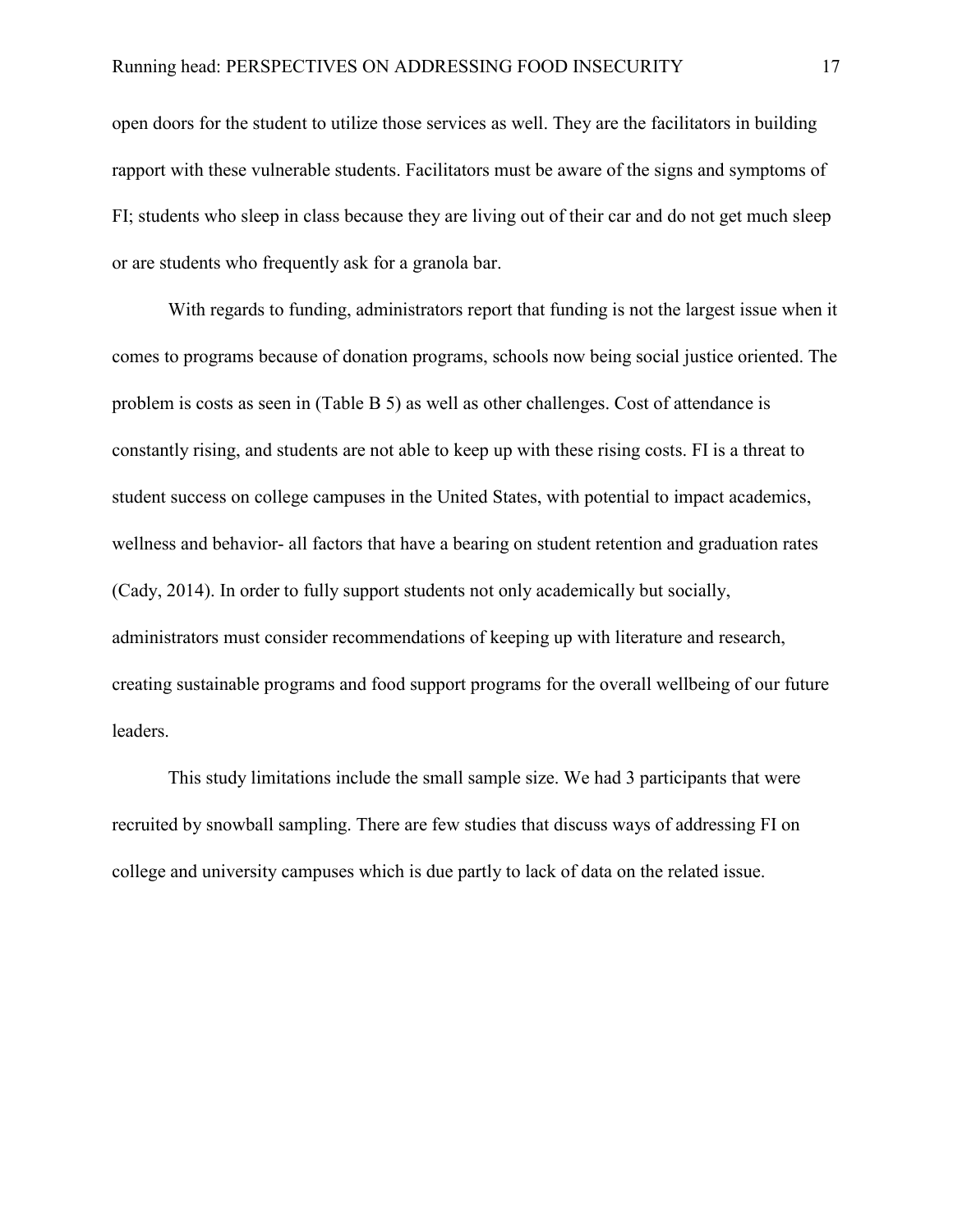open doors for the student to utilize those services as well. They are the facilitators in building rapport with these vulnerable students. Facilitators must be aware of the signs and symptoms of FI; students who sleep in class because they are living out of their car and do not get much sleep or are students who frequently ask for a granola bar.

With regards to funding, administrators report that funding is not the largest issue when it comes to programs because of donation programs, schools now being social justice oriented. The problem is costs as seen in (Table B 5) as well as other challenges. Cost of attendance is constantly rising, and students are not able to keep up with these rising costs. FI is a threat to student success on college campuses in the United States, with potential to impact academics, wellness and behavior- all factors that have a bearing on student retention and graduation rates (Cady, 2014). In order to fully support students not only academically but socially, administrators must consider recommendations of keeping up with literature and research, creating sustainable programs and food support programs for the overall wellbeing of our future leaders.

This study limitations include the small sample size. We had 3 participants that were recruited by snowball sampling. There are few studies that discuss ways of addressing FI on college and university campuses which is due partly to lack of data on the related issue.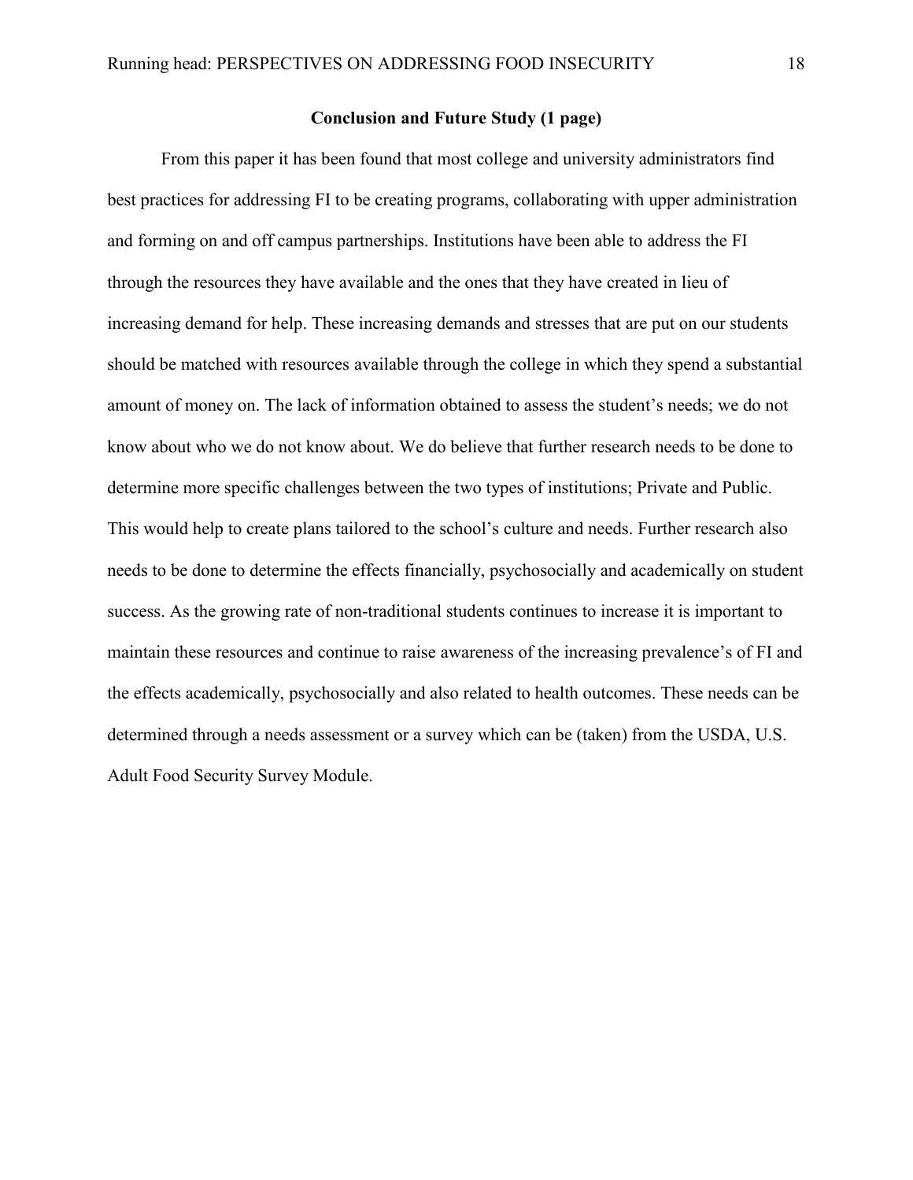## Conclusion and Future Study (1 page)

From this paper it has been found that most college and university administrators find best practices for addressing FI to be creating programs, collaborating with upper administration and forming on and off campus partnerships. Institutions have been able to address the FI through the resources they have available and the ones that they have created in lieu of increasing demand for help. These increasing demands and stresses that are put on our students should be matched with resources available through the college in which they spend a substantial amount of money on. The lack of information obtained to assess the student's needs; we do not know about who we do not know about. We do believe that further research needs to be done to determine more specific challenges between the two types of institutions; Private and Public. This would help to create plans tailored to the school's culture and needs. Further research also needs to be done to determine the effects financially, psychosocially and academically on student success. As the growing rate of non-traditional students continues to increase it is important to maintain these resources and continue to raise awareness of the increasing prevalence's of FI and the effects academically, psychosocially and also related to health outcomes. These needs can be determined through a needs assessment or a survey which can be (taken) from the USDA, U.S. Adult Food Security Survey Module.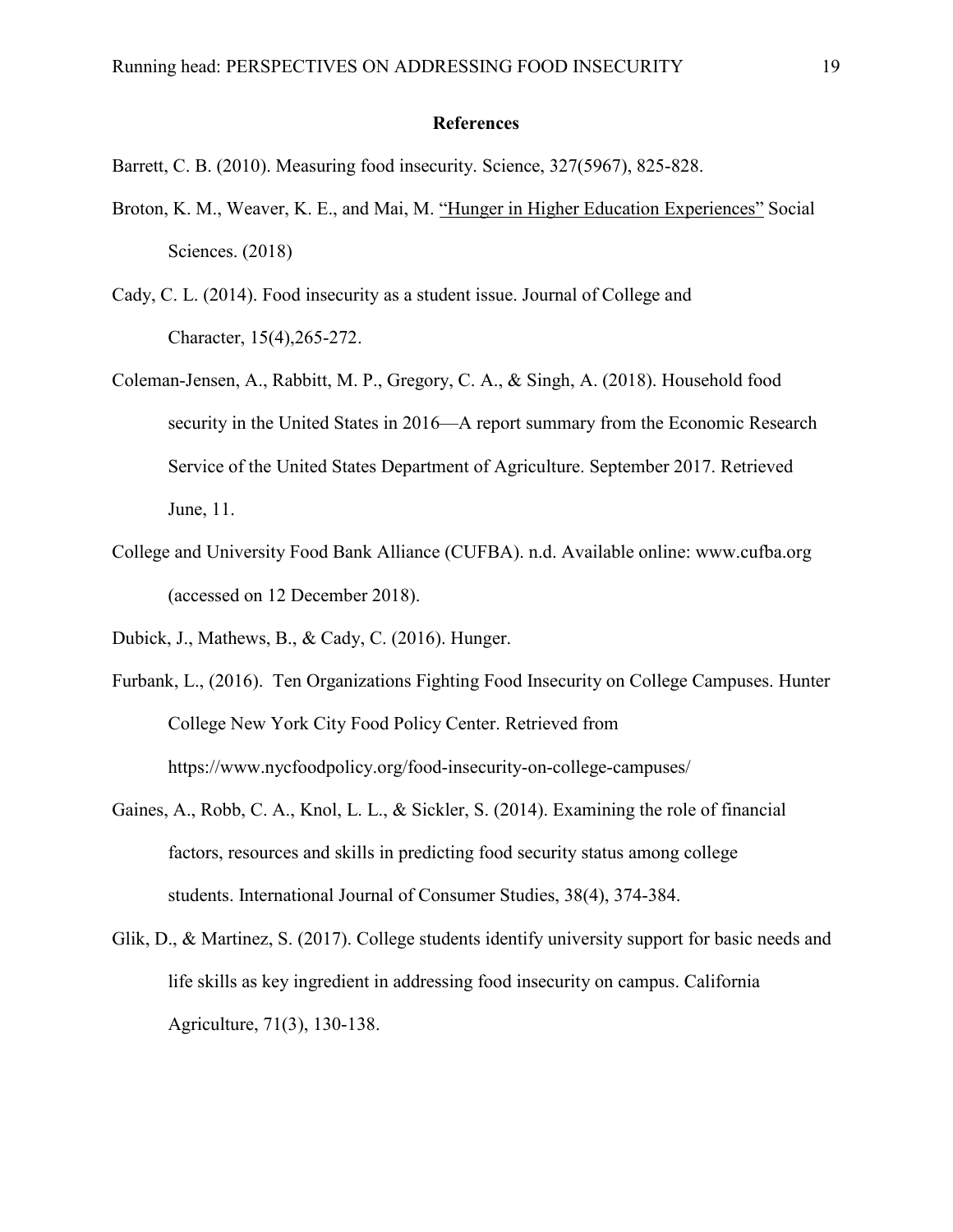## References

Barrett, C. B. (2010). Measuring food insecurity. Science, 327(5967), 825-828.

Broton, K. M., Weaver, K. E., and Mai, M. "Hunger in Higher Education Experiences" Social Sciences. (2018)

Cady, C. L. (2014). Food insecurity as a student issue. Journal of College and Character, 15(4),265-272.

Coleman-Jensen, A., Rabbitt, M. P., Gregory, C. A., & Singh, A. (2018). Household food security in the United States in 2016—A report summary from the Economic Research Service of the United States Department of Agriculture. September 2017. Retrieved June, 11.

College and University Food Bank Alliance (CUFBA). n.d. Available online: www.cufba.org (accessed on 12 December 2018).

Dubick, J., Mathews, B., & Cady, C. (2016). Hunger.

Furbank, L., (2016). Ten Organizations Fighting Food Insecurity on College Campuses. Hunter College New York City Food Policy Center. Retrieved from https://www.nycfoodpolicy.org/food-insecurity-on-college-campuses/

Gaines, A., Robb, C. A., Knol, L. L., & Sickler, S. (2014). Examining the role of financial factors, resources and skills in predicting food security status among college students. International Journal of Consumer Studies, 38(4), 374-384.

Glik, D., & Martinez, S. (2017). College students identify university support for basic needs and life skills as key ingredient in addressing food insecurity on campus. California Agriculture, 71(3), 130-138.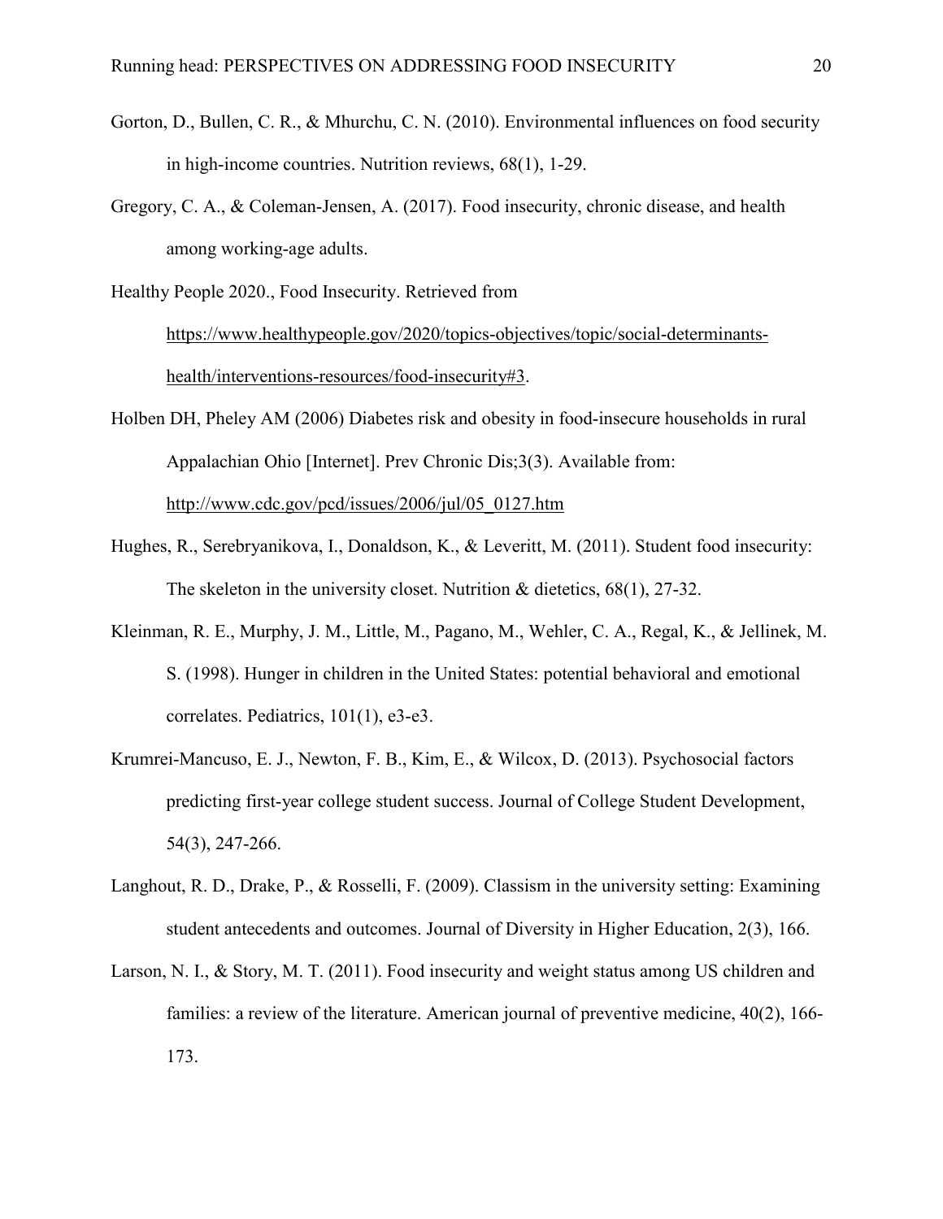Gorton, D., Bullen, C. R., & Mhurchu, C. N. (2010). Environmental influences on food security in high-income countries. Nutrition reviews, 68(1), 1-29.

Gregory, C. A., & Coleman-Jensen, A. (2017). Food insecurity, chronic disease, and health among working-age adults.

Healthy People 2020., Food Insecurity. Retrieved from https://www.healthypeople.gov/2020/topics-objectives/topic/social-determinants-health/interventions-resources/food-insecurity#3.

Holben DH, Pheley AM (2006) Diabetes risk and obesity in food-insecure households in rural Appalachian Ohio [Internet]. Prev Chronic Dis;3(3). Available from: http://www.cdc.gov/pcd/issues/2006/jul/05_0127.htm

Hughes, R., Serebryanikova, I., Donaldson, K., & Leveritt, M. (2011). Student food insecurity: The skeleton in the university closet. Nutrition & dietetics, 68(1), 27-32.

Kleinman, R. E., Murphy, J. M., Little, M., Pagano, M., Wehler, C. A., Regal, K., & Jellinek, M. S. (1998). Hunger in children in the United States: potential behavioral and emotional correlates. Pediatrics, 101(1), e3-e3.

Krumrei-Mancuso, E. J., Newton, F. B., Kim, E., & Wilcox, D. (2013). Psychosocial factors predicting first-year college student success. Journal of College Student Development, 54(3), 247-266.

Langhout, R. D., Drake, P., & Rosselli, F. (2009). Classism in the university setting: Examining student antecedents and outcomes. Journal of Diversity in Higher Education, 2(3), 166.

Larson, N. I., & Story, M. T. (2011). Food insecurity and weight status among US children and families: a review of the literature. American journal of preventive medicine, 40(2), 166-173.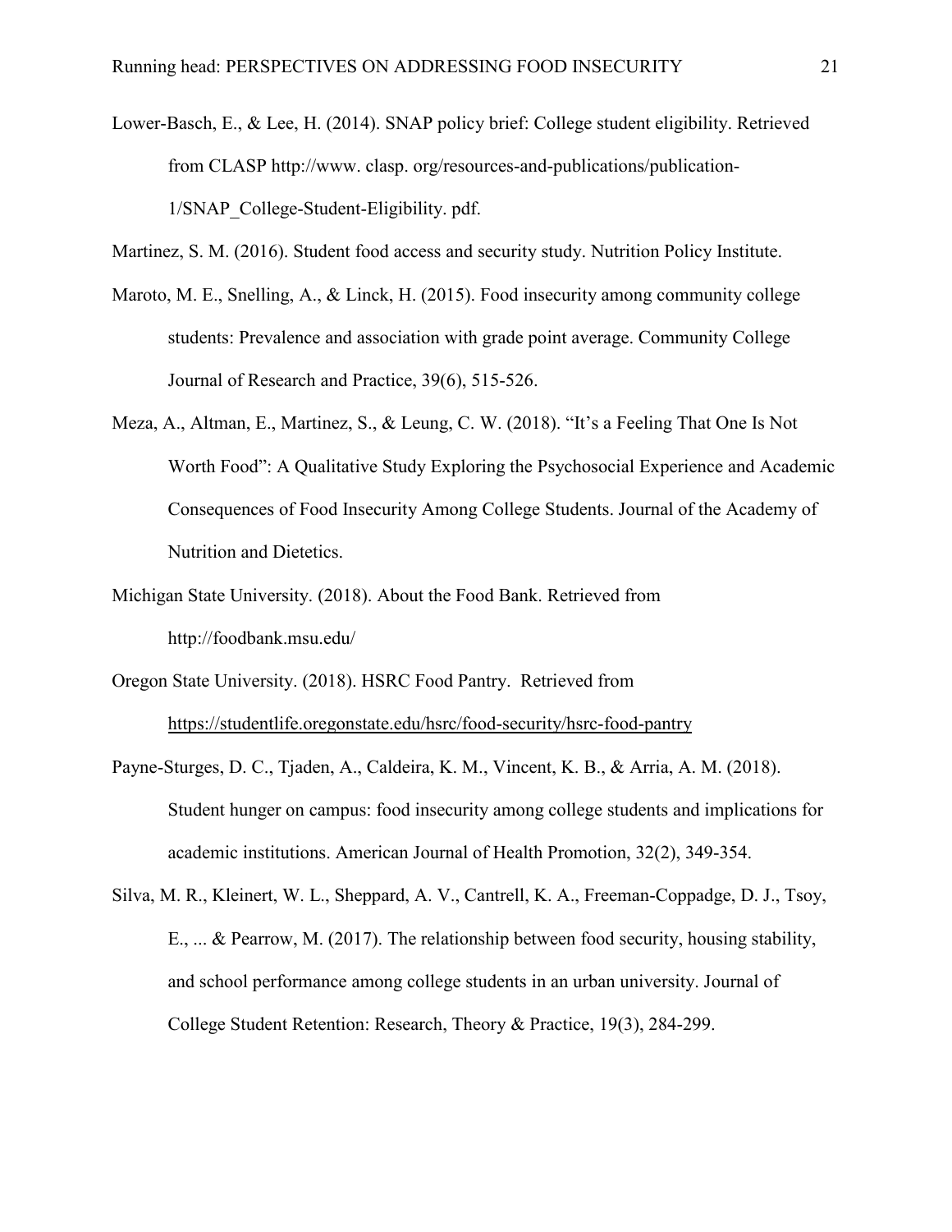Lower-Basch, E., & Lee, H. (2014). SNAP policy brief: College student eligibility. Retrieved from CLASP http://www. clasp. org/resources-and-publications/publication-1/SNAP_College-Student-Eligibility. pdf.

Martinez, S. M. (2016). Student food access and security study. Nutrition Policy Institute.

Maroto, M. E., Snelling, A., & Linck, H. (2015). Food insecurity among community college students: Prevalence and association with grade point average. Community College Journal of Research and Practice, 39(6), 515-526.

Meza, A., Altman, E., Martinez, S., & Leung, C. W. (2018). "It's a Feeling That One Is Not Worth Food": A Qualitative Study Exploring the Psychosocial Experience and Academic Consequences of Food Insecurity Among College Students. Journal of the Academy of Nutrition and Dietetics.

Michigan State University. (2018). About the Food Bank. Retrieved from http://foodbank.msu.edu/

Oregon State University. (2018). HSRC Food Pantry. Retrieved from https://studentlife.oregonstate.edu/hsrc/food-security/hsrc-food-pantry

Payne-Sturges, D. C., Tjaden, A., Caldeira, K. M., Vincent, K. B., & Arria, A. M. (2018). Student hunger on campus: food insecurity among college students and implications for academic institutions. American Journal of Health Promotion, 32(2), 349-354.

Silva, M. R., Kleinert, W. L., Sheppard, A. V., Cantrell, K. A., Freeman-Coppadge, D. J., Tsoy, E., ... & Pearrow, M. (2017). The relationship between food security, housing stability, and school performance among college students in an urban university. Journal of College Student Retention: Research, Theory & Practice, 19(3), 284-299.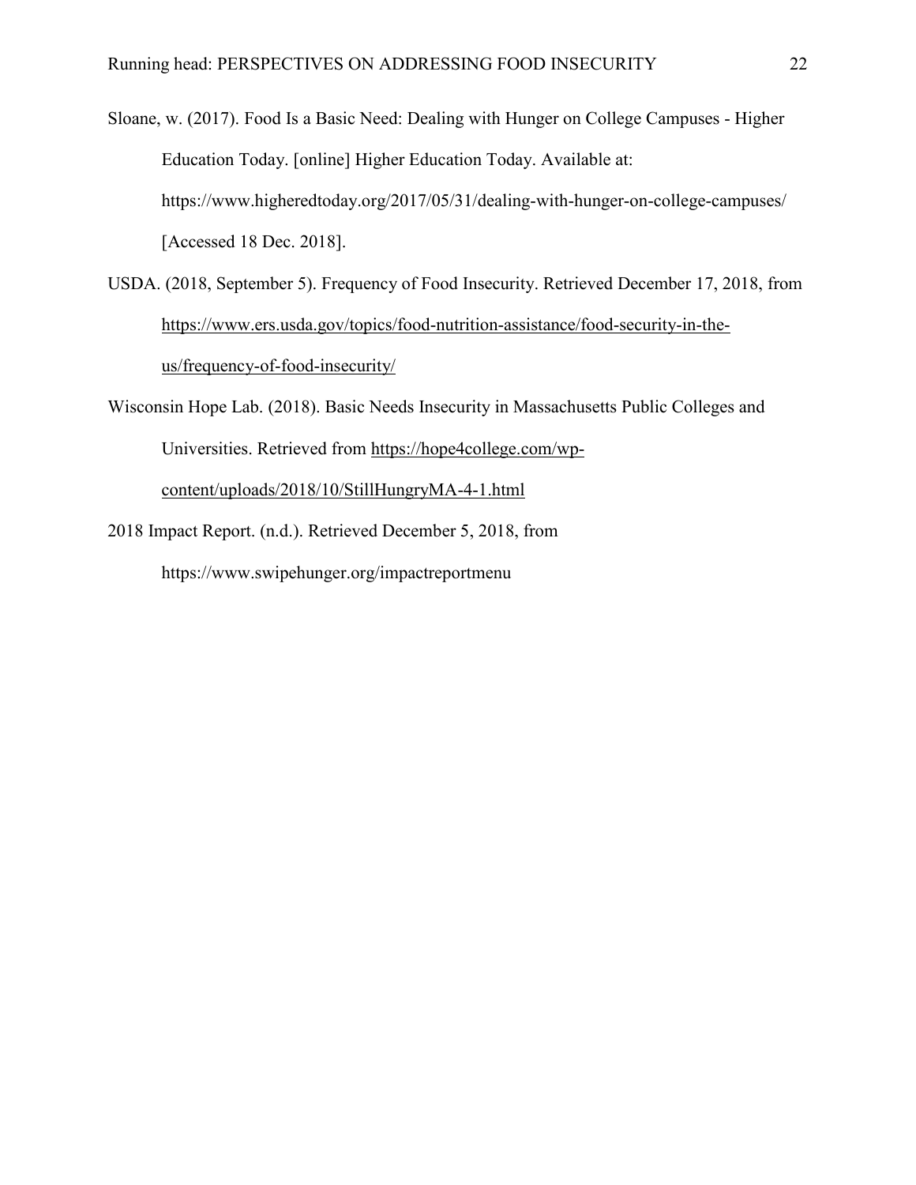Sloane, w. (2017). Food Is a Basic Need: Dealing with Hunger on College Campuses - Higher Education Today. [online] Higher Education Today. Available at: https://www.higheredtoday.org/2017/05/31/dealing-with-hunger-on-college-campuses/ [Accessed 18 Dec. 2018].

USDA. (2018, September 5). Frequency of Food Insecurity. Retrieved December 17, 2018, from https://www.ers.usda.gov/topics/food-nutrition-assistance/food-security-in-the-us/frequency-of-food-insecurity/

Wisconsin Hope Lab. (2018). Basic Needs Insecurity in Massachusetts Public Colleges and Universities. Retrieved from https://hope4college.com/wp-content/uploads/2018/10/StillHungryMA-4-1.html

2018 Impact Report. (n.d.). Retrieved December 5, 2018, from https://www.swipehunger.org/impactreportmenu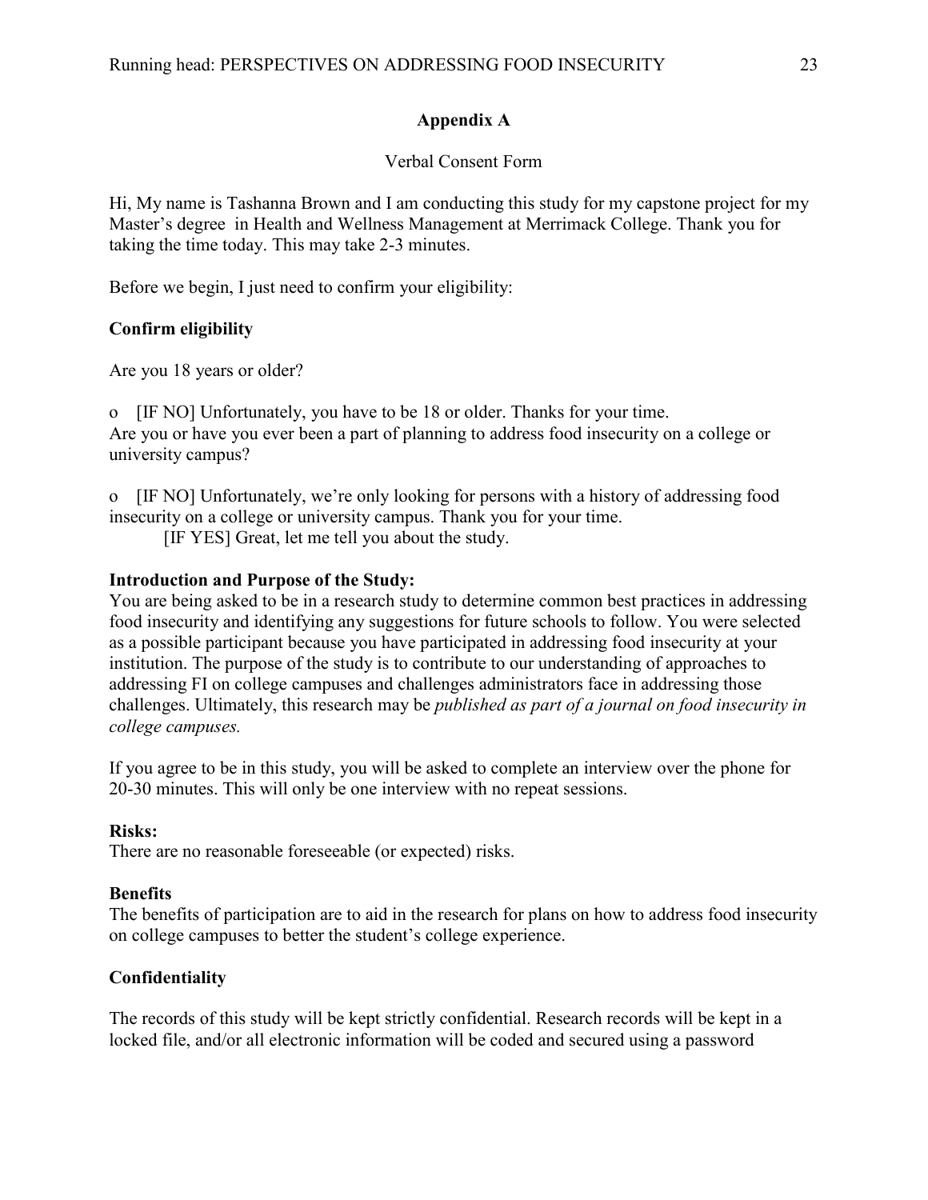## Appendix A

Verbal Consent Form

Hi, My name is Tashanna Brown and I am conducting this study for my capstone project for my Master's degree in Health and Wellness Management at Merrimack College. Thank you for taking the time today. This may take 2-3 minutes.

Before we begin, I just need to confirm your eligibility:

**Confirm eligibility**

Are you 18 years or older?

o [IF NO] Unfortunately, you have to be 18 or older. Thanks for your time.
Are you or have you ever been a part of planning to address food insecurity on a college or university campus?

o [IF NO] Unfortunately, we're only looking for persons with a history of addressing food insecurity on a college or university campus. Thank you for your time.
[IF YES] Great, let me tell you about the study.

**Introduction and Purpose of the Study:**
You are being asked to be in a research study to determine common best practices in addressing food insecurity and identifying any suggestions for future schools to follow. You were selected as a possible participant because you have participated in addressing food insecurity at your institution. The purpose of the study is to contribute to our understanding of approaches to addressing FI on college campuses and challenges administrators face in addressing those challenges. Ultimately, this research may be *published as part of a journal on food insecurity in college campuses.*

If you agree to be in this study, you will be asked to complete an interview over the phone for 20-30 minutes. This will only be one interview with no repeat sessions.

**Risks:**
There are no reasonable foreseeable (or expected) risks.

**Benefits**
The benefits of participation are to aid in the research for plans on how to address food insecurity on college campuses to better the student's college experience.

**Confidentiality**

The records of this study will be kept strictly confidential. Research records will be kept in a locked file, and/or all electronic information will be coded and secured using a password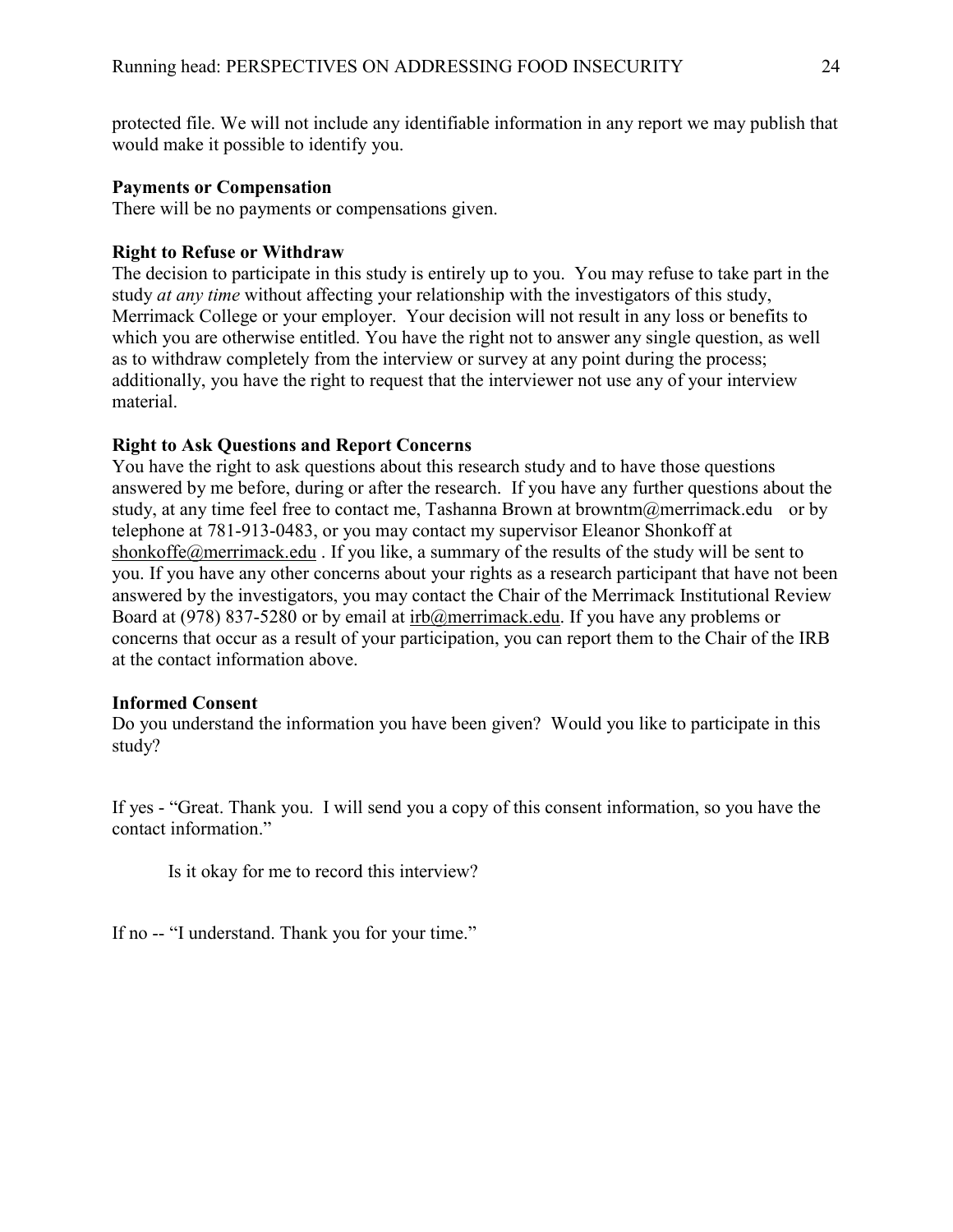protected file. We will not include any identifiable information in any report we may publish that would make it possible to identify you.

**Payments or Compensation**
There will be no payments or compensations given.

**Right to Refuse or Withdraw**
The decision to participate in this study is entirely up to you. You may refuse to take part in the study *at any time* without affecting your relationship with the investigators of this study, Merrimack College or your employer. Your decision will not result in any loss or benefits to which you are otherwise entitled. You have the right not to answer any single question, as well as to withdraw completely from the interview or survey at any point during the process; additionally, you have the right to request that the interviewer not use any of your interview material.

**Right to Ask Questions and Report Concerns**
You have the right to ask questions about this research study and to have those questions answered by me before, during or after the research. If you have any further questions about the study, at any time feel free to contact me, Tashanna Brown at browntm@merrimack.edu or by telephone at 781-913-0483, or you may contact my supervisor Eleanor Shonkoff at shonkoffe@merrimack.edu . If you like, a summary of the results of the study will be sent to you. If you have any other concerns about your rights as a research participant that have not been answered by the investigators, you may contact the Chair of the Merrimack Institutional Review Board at (978) 837-5280 or by email at irb@merrimack.edu. If you have any problems or concerns that occur as a result of your participation, you can report them to the Chair of the IRB at the contact information above.

**Informed Consent**
Do you understand the information you have been given? Would you like to participate in this study?

If yes - "Great. Thank you. I will send you a copy of this consent information, so you have the contact information."

Is it okay for me to record this interview?

If no -- "I understand. Thank you for your time."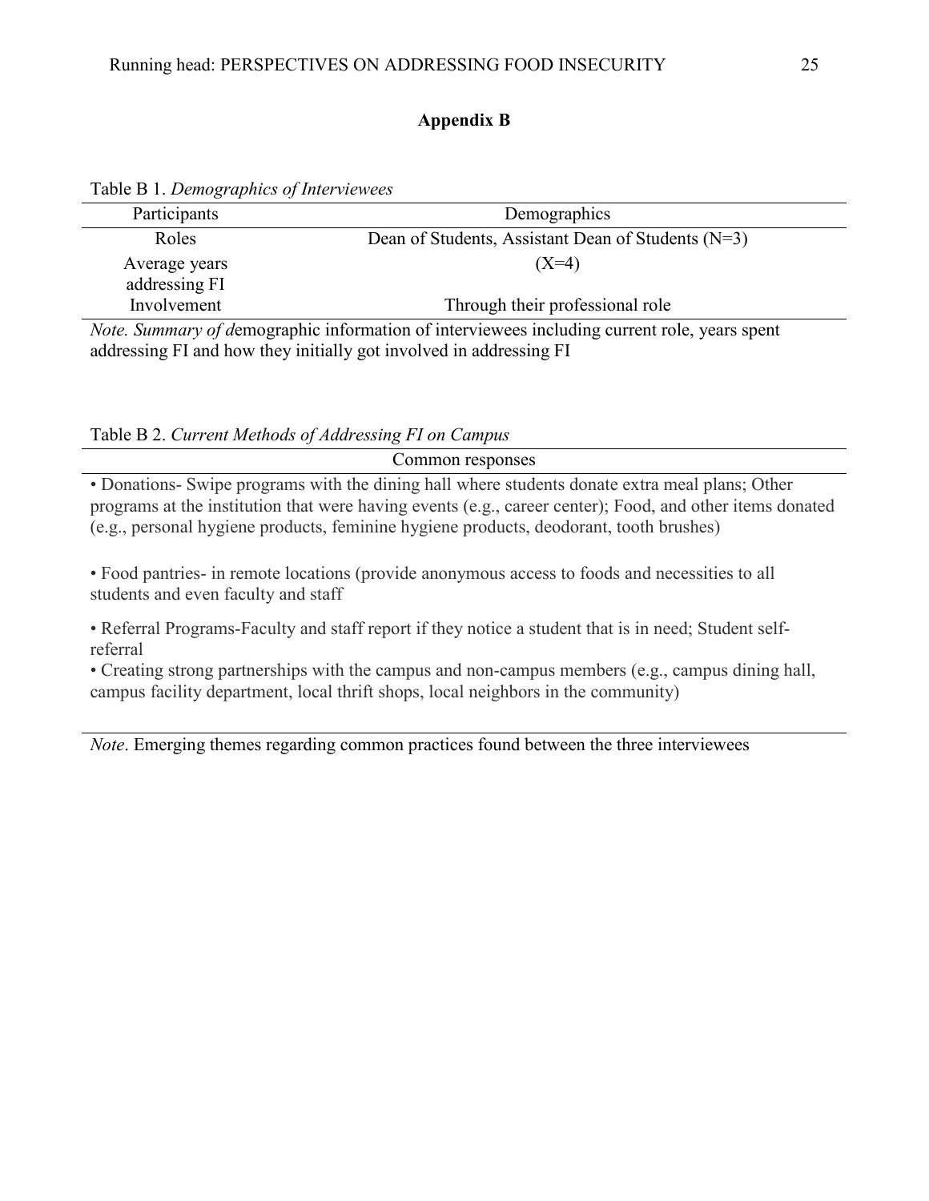## Appendix B

Table B 1. *Demographics of Interviewees*

| Participants | Demographics |
|---|---|
| Roles | Dean of Students, Assistant Dean of Students (N=3) |
| Average years addressing FI | (X=4) |
| Involvement | Through their professional role |

*Note. Summary of d*emographic information of interviewees including current role, years spent addressing FI and how they initially got involved in addressing FI

Table B 2. *Current Methods of Addressing FI on Campus*

| Common responses |
|---|
| • Donations- Swipe programs with the dining hall where students donate extra meal plans; Other programs at the institution that were having events (e.g., career center); Food, and other items donated (e.g., personal hygiene products, feminine hygiene products, deodorant, tooth brushes) |
| • Food pantries- in remote locations (provide anonymous access to foods and necessities to all students and even faculty and staff |
| • Referral Programs-Faculty and staff report if they notice a student that is in need; Student self-referral |
| • Creating strong partnerships with the campus and non-campus members (e.g., campus dining hall, campus facility department, local thrift shops, local neighbors in the community) |

*Note*. Emerging themes regarding common practices found between the three interviewees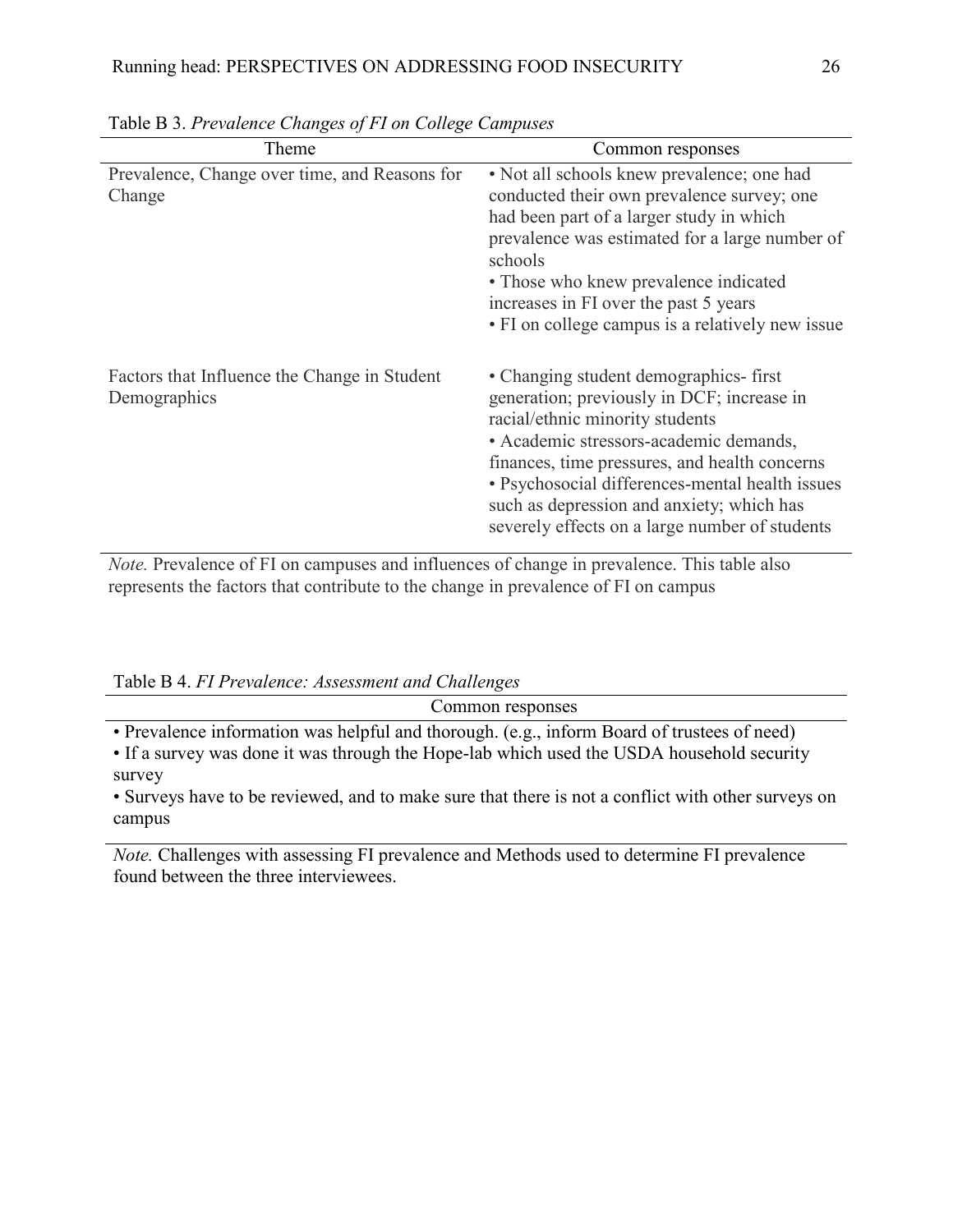Table B 3. *Prevalence Changes of FI on College Campuses*

| Theme | Common responses |
| --- | --- |
| Prevalence, Change over time, and Reasons for Change | • Not all schools knew prevalence; one had conducted their own prevalence survey; one had been part of a larger study in which prevalence was estimated for a large number of schools<br>• Those who knew prevalence indicated increases in FI over the past 5 years<br>• FI on college campus is a relatively new issue |
| Factors that Influence the Change in Student Demographics | • Changing student demographics- first generation; previously in DCF; increase in racial/ethnic minority students<br>• Academic stressors-academic demands, finances, time pressures, and health concerns<br>• Psychosocial differences-mental health issues such as depression and anxiety; which has severely effects on a large number of students |

*Note.* Prevalence of FI on campuses and influences of change in prevalence. This table also represents the factors that contribute to the change in prevalence of FI on campus

Table B 4. *FI Prevalence: Assessment and Challenges*

| Common responses |
| --- |
| • Prevalence information was helpful and thorough. (e.g., inform Board of trustees of need)<br>• If a survey was done it was through the Hope-lab which used the USDA household security survey<br>• Surveys have to be reviewed, and to make sure that there is not a conflict with other surveys on campus |

*Note.* Challenges with assessing FI prevalence and Methods used to determine FI prevalence found between the three interviewees.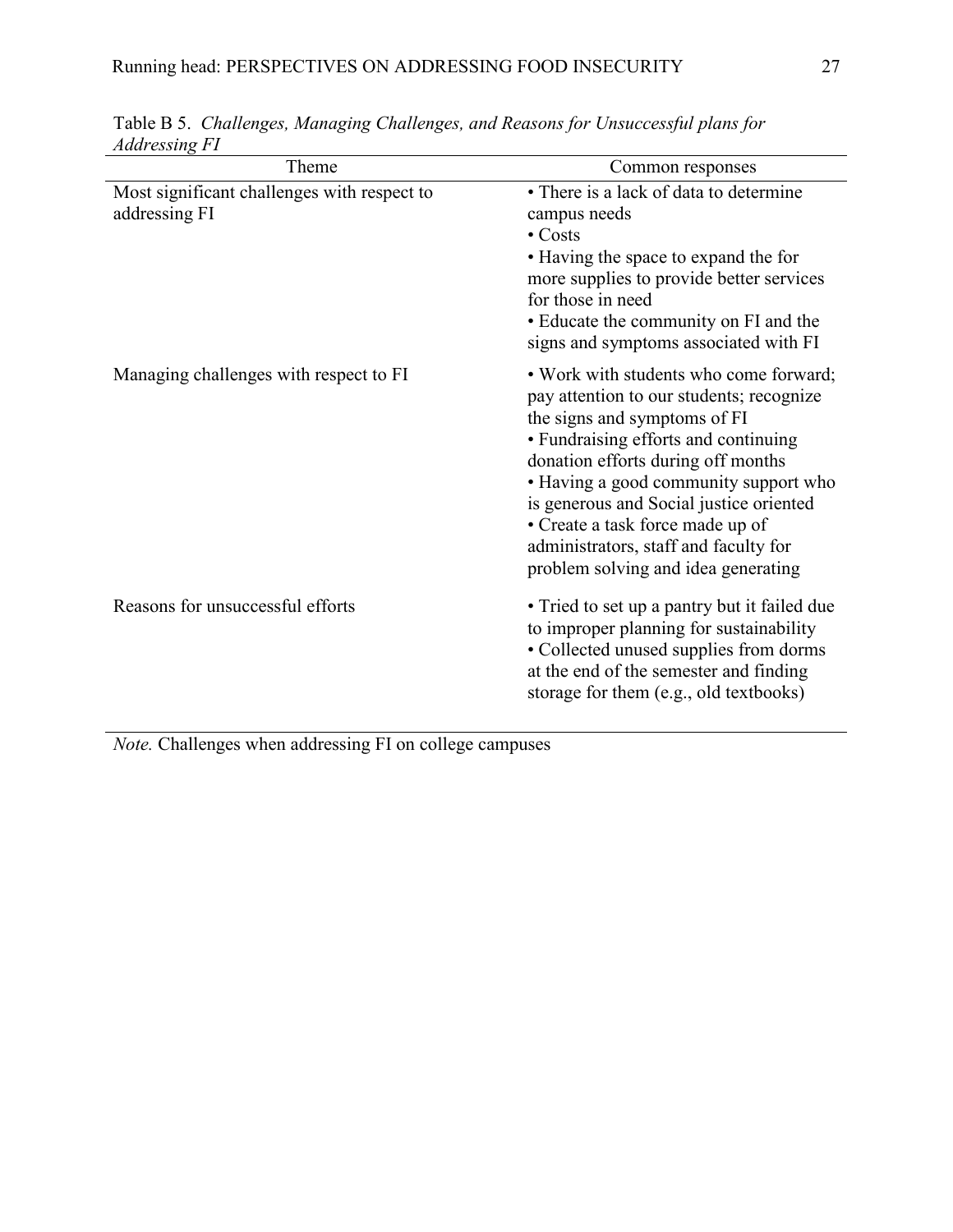Table B 5. *Challenges, Managing Challenges, and Reasons for Unsuccessful plans for Addressing FI*

| Theme | Common responses |
|---|---|
| Most significant challenges with respect to addressing FI | • There is a lack of data to determine campus needs<br>• Costs<br>• Having the space to expand the for more supplies to provide better services for those in need<br>• Educate the community on FI and the signs and symptoms associated with FI |
| Managing challenges with respect to FI | • Work with students who come forward; pay attention to our students; recognize the signs and symptoms of FI<br>• Fundraising efforts and continuing donation efforts during off months<br>• Having a good community support who is generous and Social justice oriented<br>• Create a task force made up of administrators, staff and faculty for problem solving and idea generating |
| Reasons for unsuccessful efforts | • Tried to set up a pantry but it failed due to improper planning for sustainability<br>• Collected unused supplies from dorms at the end of the semester and finding storage for them (e.g., old textbooks) |

*Note.* Challenges when addressing FI on college campuses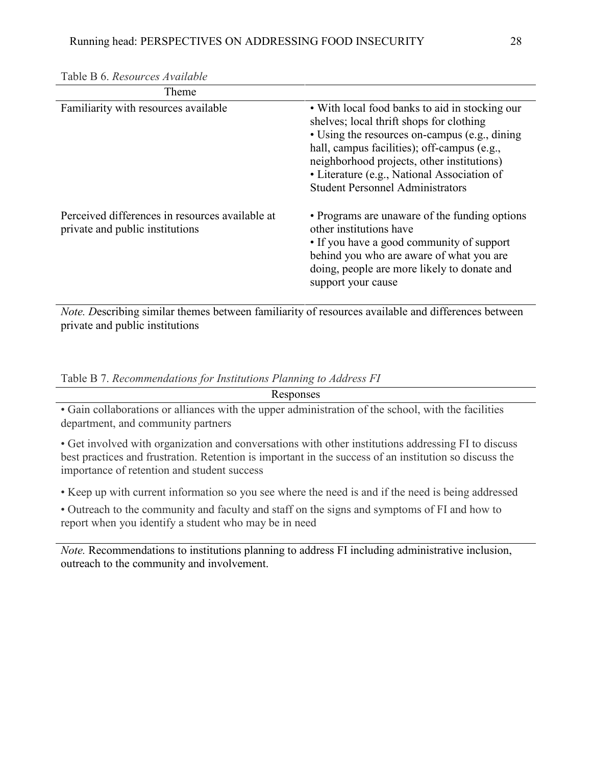Table B 6. *Resources Available*

| Theme | |
|---|---|
| Familiarity with resources available | • With local food banks to aid in stocking our shelves; local thrift shops for clothing<br>• Using the resources on-campus (e.g., dining hall, campus facilities); off-campus (e.g., neighborhood projects, other institutions)<br>• Literature (e.g., National Association of Student Personnel Administrators |
| Perceived differences in resources available at private and public institutions | • Programs are unaware of the funding options other institutions have<br>• If you have a good community of support behind you who are aware of what you are doing, people are more likely to donate and support your cause |

*Note. D*escribing similar themes between familiarity of resources available and differences between private and public institutions

Table B 7. *Recommendations for Institutions Planning to Address FI*

| Responses |
|---|
| • Gain collaborations or alliances with the upper administration of the school, with the facilities department, and community partners |
| • Get involved with organization and conversations with other institutions addressing FI to discuss best practices and frustration. Retention is important in the success of an institution so discuss the importance of retention and student success |
| • Keep up with current information so you see where the need is and if the need is being addressed |
| • Outreach to the community and faculty and staff on the signs and symptoms of FI and how to report when you identify a student who may be in need |

*Note.* Recommendations to institutions planning to address FI including administrative inclusion, outreach to the community and involvement.